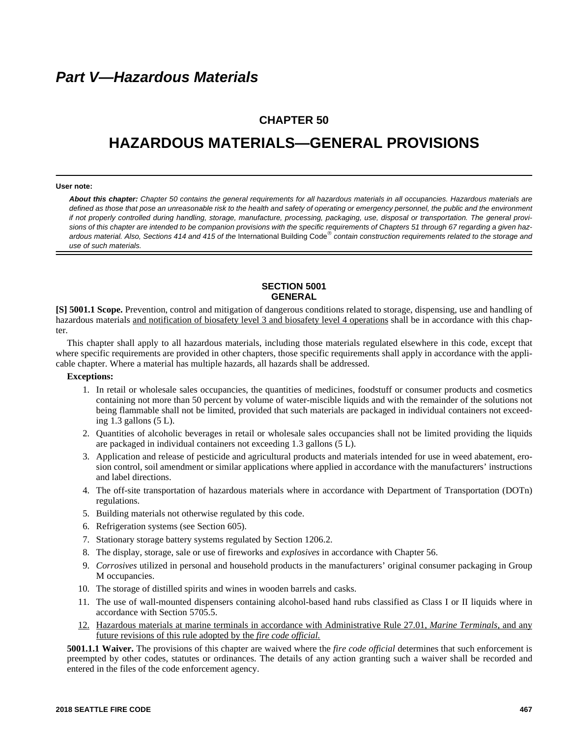# *Part V—Hazardous Materials*

## CHAPTER 50

# HAZARDOUS MATERIALS—GENERAL PROVISIONS

**User note:**

***About this chapter:*** *Chapter 50 contains the general requirements for all hazardous materials in all occupancies. Hazardous materials are defined as those that pose an unreasonable risk to the health and safety of operating or emergency personnel, the public and the environment if not properly controlled during handling, storage, manufacture, processing, packaging, use, disposal or transportation. The general provisions of this chapter are intended to be companion provisions with the specific requirements of Chapters 51 through 67 regarding a given hazardous material. Also, Sections 414 and 415 of the* International Building Code® *contain construction requirements related to the storage and use of such materials.*

### SECTION 5001
### GENERAL

**[S] 5001.1 Scope.** Prevention, control and mitigation of dangerous conditions related to storage, dispensing, use and handling of hazardous materials <u>and notification of biosafety level 3 and biosafety level 4 operations</u> shall be in accordance with this chapter.

This chapter shall apply to all hazardous materials, including those materials regulated elsewhere in this code, except that where specific requirements are provided in other chapters, those specific requirements shall apply in accordance with the applicable chapter. Where a material has multiple hazards, all hazards shall be addressed.

**Exceptions:**

1. In retail or wholesale sales occupancies, the quantities of medicines, foodstuff or consumer products and cosmetics containing not more than 50 percent by volume of water-miscible liquids and with the remainder of the solutions not being flammable shall not be limited, provided that such materials are packaged in individual containers not exceeding 1.3 gallons (5 L).
2. Quantities of alcoholic beverages in retail or wholesale sales occupancies shall not be limited providing the liquids are packaged in individual containers not exceeding 1.3 gallons (5 L).
3. Application and release of pesticide and agricultural products and materials intended for use in weed abatement, erosion control, soil amendment or similar applications where applied in accordance with the manufacturers' instructions and label directions.
4. The off-site transportation of hazardous materials where in accordance with Department of Transportation (DOTn) regulations.
5. Building materials not otherwise regulated by this code.
6. Refrigeration systems (see Section 605).
7. Stationary storage battery systems regulated by Section 1206.2.
8. The display, storage, sale or use of fireworks and *explosives* in accordance with Chapter 56.
9. *Corrosives* utilized in personal and household products in the manufacturers' original consumer packaging in Group M occupancies.
10. The storage of distilled spirits and wines in wooden barrels and casks.
11. The use of wall-mounted dispensers containing alcohol-based hand rubs classified as Class I or II liquids where in accordance with Section 5705.5.
12. <u>Hazardous materials at marine terminals in accordance with Administrative Rule 27.01, *Marine Terminals*, and any future revisions of this rule adopted by the *fire code official.*</u>

**5001.1.1 Waiver.** The provisions of this chapter are waived where the *fire code official* determines that such enforcement is preempted by other codes, statutes or ordinances. The details of any action granting such a waiver shall be recorded and entered in the files of the code enforcement agency.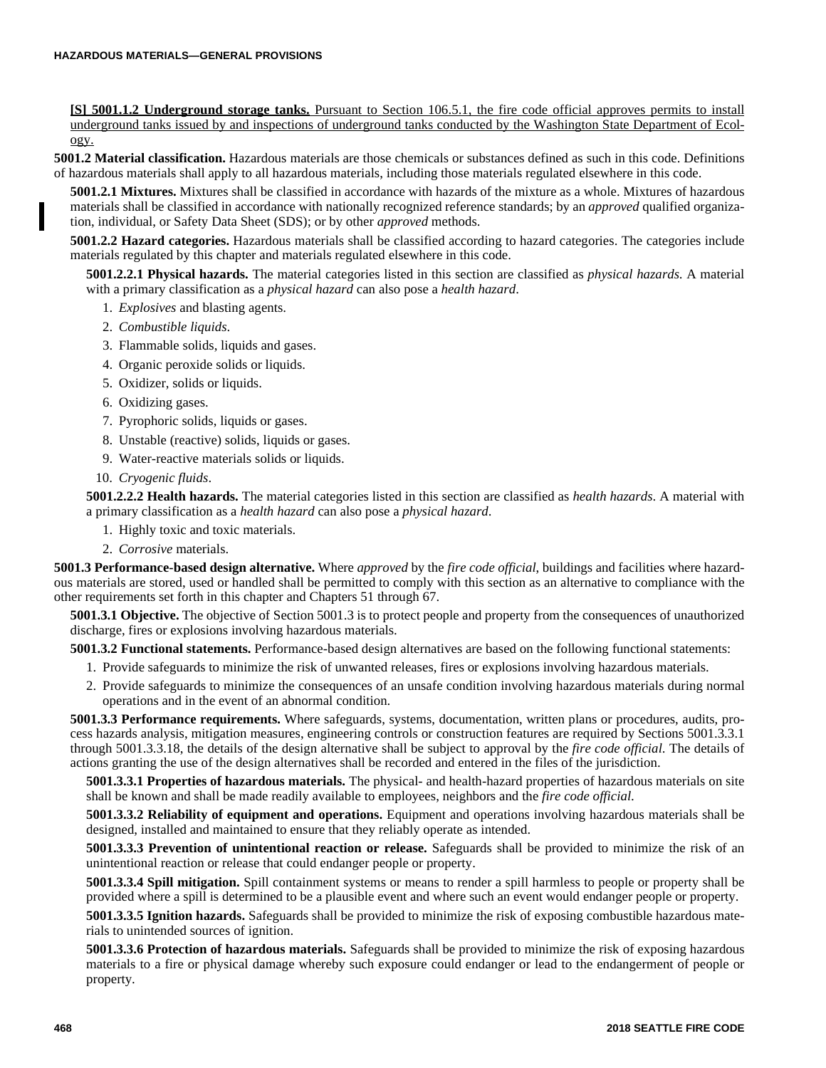**[S] 5001.1.2 Underground storage tanks.** Pursuant to Section 106.5.1, the fire code official approves permits to install underground tanks issued by and inspections of underground tanks conducted by the Washington State Department of Ecology.

**5001.2 Material classification.** Hazardous materials are those chemicals or substances defined as such in this code. Definitions of hazardous materials shall apply to all hazardous materials, including those materials regulated elsewhere in this code.

**5001.2.1 Mixtures.** Mixtures shall be classified in accordance with hazards of the mixture as a whole. Mixtures of hazardous materials shall be classified in accordance with nationally recognized reference standards; by an *approved* qualified organization, individual, or Safety Data Sheet (SDS); or by other *approved* methods.

**5001.2.2 Hazard categories.** Hazardous materials shall be classified according to hazard categories. The categories include materials regulated by this chapter and materials regulated elsewhere in this code.

**5001.2.2.1 Physical hazards.** The material categories listed in this section are classified as *physical hazards.* A material with a primary classification as a *physical hazard* can also pose a *health hazard*.

1. *Explosives* and blasting agents.
2. *Combustible liquids*.
3. Flammable solids, liquids and gases.
4. Organic peroxide solids or liquids.
5. Oxidizer, solids or liquids.
6. Oxidizing gases.
7. Pyrophoric solids, liquids or gases.
8. Unstable (reactive) solids, liquids or gases.
9. Water-reactive materials solids or liquids.
10. *Cryogenic fluids*.

**5001.2.2.2 Health hazards.** The material categories listed in this section are classified as *health hazards*. A material with a primary classification as a *health hazard* can also pose a *physical hazard*.

1. Highly toxic and toxic materials.
2. *Corrosive* materials.

**5001.3 Performance-based design alternative.** Where *approved* by the *fire code official*, buildings and facilities where hazardous materials are stored, used or handled shall be permitted to comply with this section as an alternative to compliance with the other requirements set forth in this chapter and Chapters 51 through 67.

**5001.3.1 Objective.** The objective of Section 5001.3 is to protect people and property from the consequences of unauthorized discharge, fires or explosions involving hazardous materials.

**5001.3.2 Functional statements.** Performance-based design alternatives are based on the following functional statements:

1. Provide safeguards to minimize the risk of unwanted releases, fires or explosions involving hazardous materials.
2. Provide safeguards to minimize the consequences of an unsafe condition involving hazardous materials during normal operations and in the event of an abnormal condition.

**5001.3.3 Performance requirements.** Where safeguards, systems, documentation, written plans or procedures, audits, process hazards analysis, mitigation measures, engineering controls or construction features are required by Sections 5001.3.3.1 through 5001.3.3.18, the details of the design alternative shall be subject to approval by the *fire code official*. The details of actions granting the use of the design alternatives shall be recorded and entered in the files of the jurisdiction.

**5001.3.3.1 Properties of hazardous materials.** The physical- and health-hazard properties of hazardous materials on site shall be known and shall be made readily available to employees, neighbors and the *fire code official*.

**5001.3.3.2 Reliability of equipment and operations.** Equipment and operations involving hazardous materials shall be designed, installed and maintained to ensure that they reliably operate as intended.

**5001.3.3.3 Prevention of unintentional reaction or release.** Safeguards shall be provided to minimize the risk of an unintentional reaction or release that could endanger people or property.

**5001.3.3.4 Spill mitigation.** Spill containment systems or means to render a spill harmless to people or property shall be provided where a spill is determined to be a plausible event and where such an event would endanger people or property.

**5001.3.3.5 Ignition hazards.** Safeguards shall be provided to minimize the risk of exposing combustible hazardous materials to unintended sources of ignition.

**5001.3.3.6 Protection of hazardous materials.** Safeguards shall be provided to minimize the risk of exposing hazardous materials to a fire or physical damage whereby such exposure could endanger or lead to the endangerment of people or property.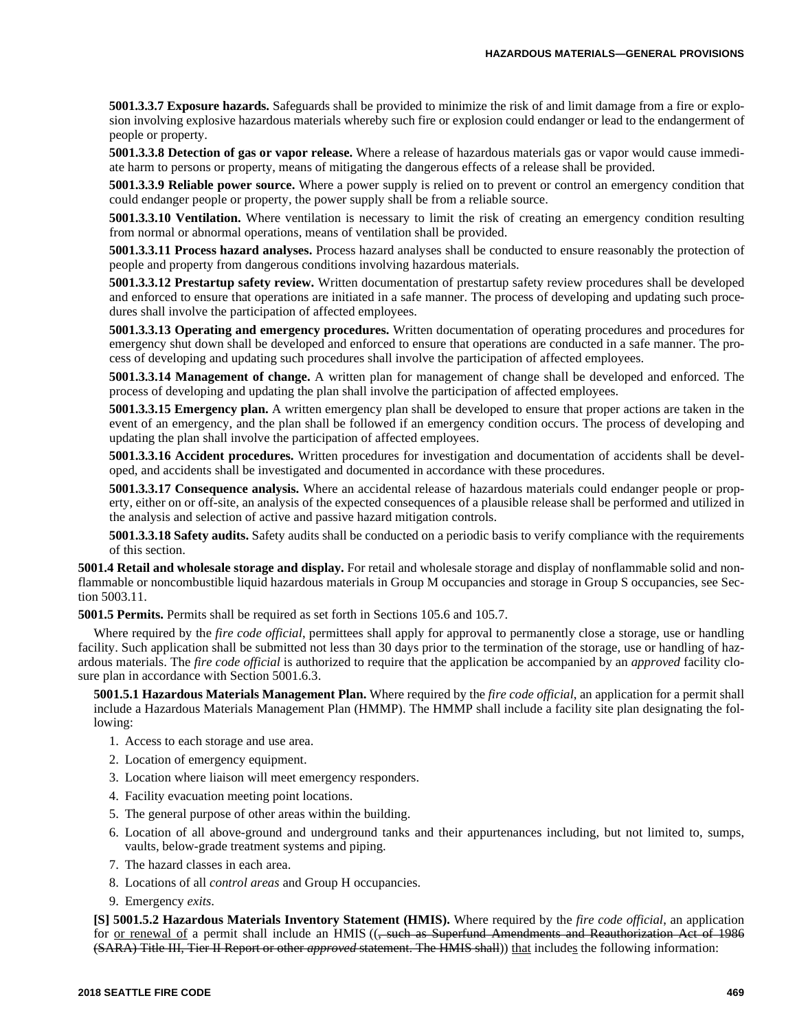**5001.3.3.7 Exposure hazards.** Safeguards shall be provided to minimize the risk of and limit damage from a fire or explosion involving explosive hazardous materials whereby such fire or explosion could endanger or lead to the endangerment of people or property.

**5001.3.3.8 Detection of gas or vapor release.** Where a release of hazardous materials gas or vapor would cause immediate harm to persons or property, means of mitigating the dangerous effects of a release shall be provided.

**5001.3.3.9 Reliable power source.** Where a power supply is relied on to prevent or control an emergency condition that could endanger people or property, the power supply shall be from a reliable source.

**5001.3.3.10 Ventilation.** Where ventilation is necessary to limit the risk of creating an emergency condition resulting from normal or abnormal operations, means of ventilation shall be provided.

**5001.3.3.11 Process hazard analyses.** Process hazard analyses shall be conducted to ensure reasonably the protection of people and property from dangerous conditions involving hazardous materials.

**5001.3.3.12 Prestartup safety review.** Written documentation of prestartup safety review procedures shall be developed and enforced to ensure that operations are initiated in a safe manner. The process of developing and updating such procedures shall involve the participation of affected employees.

**5001.3.3.13 Operating and emergency procedures.** Written documentation of operating procedures and procedures for emergency shut down shall be developed and enforced to ensure that operations are conducted in a safe manner. The process of developing and updating such procedures shall involve the participation of affected employees.

**5001.3.3.14 Management of change.** A written plan for management of change shall be developed and enforced. The process of developing and updating the plan shall involve the participation of affected employees.

**5001.3.3.15 Emergency plan.** A written emergency plan shall be developed to ensure that proper actions are taken in the event of an emergency, and the plan shall be followed if an emergency condition occurs. The process of developing and updating the plan shall involve the participation of affected employees.

**5001.3.3.16 Accident procedures.** Written procedures for investigation and documentation of accidents shall be developed, and accidents shall be investigated and documented in accordance with these procedures.

**5001.3.3.17 Consequence analysis.** Where an accidental release of hazardous materials could endanger people or property, either on or off-site, an analysis of the expected consequences of a plausible release shall be performed and utilized in the analysis and selection of active and passive hazard mitigation controls.

**5001.3.3.18 Safety audits.** Safety audits shall be conducted on a periodic basis to verify compliance with the requirements of this section.

**5001.4 Retail and wholesale storage and display.** For retail and wholesale storage and display of nonflammable solid and nonflammable or noncombustible liquid hazardous materials in Group M occupancies and storage in Group S occupancies, see Section 5003.11.

**5001.5 Permits.** Permits shall be required as set forth in Sections 105.6 and 105.7.

Where required by the *fire code official*, permittees shall apply for approval to permanently close a storage, use or handling facility. Such application shall be submitted not less than 30 days prior to the termination of the storage, use or handling of hazardous materials. The *fire code official* is authorized to require that the application be accompanied by an *approved* facility closure plan in accordance with Section 5001.6.3.

**5001.5.1 Hazardous Materials Management Plan.** Where required by the *fire code official*, an application for a permit shall include a Hazardous Materials Management Plan (HMMP). The HMMP shall include a facility site plan designating the following:

1. Access to each storage and use area.
2. Location of emergency equipment.
3. Location where liaison will meet emergency responders.
4. Facility evacuation meeting point locations.
5. The general purpose of other areas within the building.
6. Location of all above-ground and underground tanks and their appurtenances including, but not limited to, sumps, vaults, below-grade treatment systems and piping.
7. The hazard classes in each area.
8. Locations of all *control areas* and Group H occupancies.
9. Emergency *exits*.

**[S] 5001.5.2 Hazardous Materials Inventory Statement (HMIS).** Where required by the *fire code official*, an application for <u>or renewal of</u> a permit shall include an HMIS ((~~, such as Superfund Amendments and Reauthorization Act of 1986 (SARA) Title III, Tier II Report or other~~ ~~*approved*~~ ~~statement. The HMIS shall~~)) <u>that</u> include<u>s</u> the following information: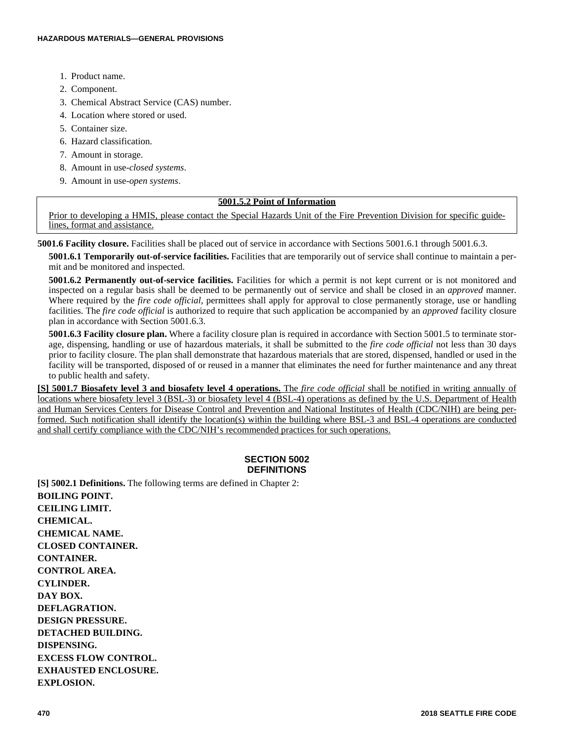1. Product name.
2. Component.
3. Chemical Abstract Service (CAS) number.
4. Location where stored or used.
5. Container size.
6. Hazard classification.
7. Amount in storage.
8. Amount in use-*closed systems*.
9. Amount in use-*open systems*.

> **5001.5.2 Point of Information**
>
> Prior to developing a HMIS, please contact the Special Hazards Unit of the Fire Prevention Division for specific guidelines, format and assistance.

**5001.6 Facility closure.** Facilities shall be placed out of service in accordance with Sections 5001.6.1 through 5001.6.3.

**5001.6.1 Temporarily out-of-service facilities.** Facilities that are temporarily out of service shall continue to maintain a permit and be monitored and inspected.

**5001.6.2 Permanently out-of-service facilities.** Facilities for which a permit is not kept current or is not monitored and inspected on a regular basis shall be deemed to be permanently out of service and shall be closed in an *approved* manner. Where required by the *fire code official*, permittees shall apply for approval to close permanently storage, use or handling facilities. The *fire code official* is authorized to require that such application be accompanied by an *approved* facility closure plan in accordance with Section 5001.6.3.

**5001.6.3 Facility closure plan.** Where a facility closure plan is required in accordance with Section 5001.5 to terminate storage, dispensing, handling or use of hazardous materials, it shall be submitted to the *fire code official* not less than 30 days prior to facility closure. The plan shall demonstrate that hazardous materials that are stored, dispensed, handled or used in the facility will be transported, disposed of or reused in a manner that eliminates the need for further maintenance and any threat to public health and safety.

**[S] 5001.7 Biosafety level 3 and biosafety level 4 operations.** The *fire code official* shall be notified in writing annually of locations where biosafety level 3 (BSL-3) or biosafety level 4 (BSL-4) operations as defined by the U.S. Department of Health and Human Services Centers for Disease Control and Prevention and National Institutes of Health (CDC/NIH) are being performed. Such notification shall identify the location(s) within the building where BSL-3 and BSL-4 operations are conducted and shall certify compliance with the CDC/NIH's recommended practices for such operations.

## SECTION 5002 DEFINITIONS

**[S] 5002.1 Definitions.** The following terms are defined in Chapter 2:

**BOILING POINT.**

**CEILING LIMIT.**

**CHEMICAL.**

**CHEMICAL NAME.**

**CLOSED CONTAINER.**

**CONTAINER.**

**CONTROL AREA.**

**CYLINDER.**

**DAY BOX.**

**DEFLAGRATION.**

**DESIGN PRESSURE.**

**DETACHED BUILDING.**

**DISPENSING.**

**EXCESS FLOW CONTROL.**

**EXHAUSTED ENCLOSURE.**

**EXPLOSION.**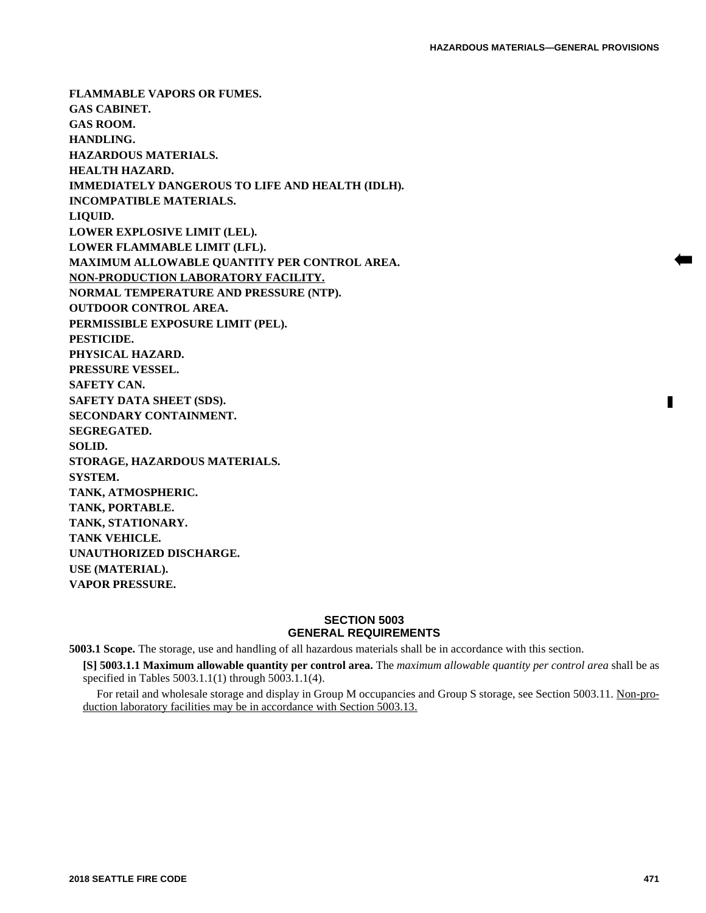**FLAMMABLE VAPORS OR FUMES.**
**GAS CABINET.**
**GAS ROOM.**
**HANDLING.**
**HAZARDOUS MATERIALS.**
**HEALTH HAZARD.**
**IMMEDIATELY DANGEROUS TO LIFE AND HEALTH (IDLH).**
**INCOMPATIBLE MATERIALS.**
**LIQUID.**
**LOWER EXPLOSIVE LIMIT (LEL).**
**LOWER FLAMMABLE LIMIT (LFL).**
**MAXIMUM ALLOWABLE QUANTITY PER CONTROL AREA.**
**<u>NON-PRODUCTION LABORATORY FACILITY.</u>**
**NORMAL TEMPERATURE AND PRESSURE (NTP).**
**OUTDOOR CONTROL AREA.**
**PERMISSIBLE EXPOSURE LIMIT (PEL).**
**PESTICIDE.**
**PHYSICAL HAZARD.**
**PRESSURE VESSEL.**
**SAFETY CAN.**
**SAFETY DATA SHEET (SDS).**
**SECONDARY CONTAINMENT.**
**SEGREGATED.**
**SOLID.**
**STORAGE, HAZARDOUS MATERIALS.**
**SYSTEM.**
**TANK, ATMOSPHERIC.**
**TANK, PORTABLE.**
**TANK, STATIONARY.**
**TANK VEHICLE.**
**UNAUTHORIZED DISCHARGE.**
**USE (MATERIAL).**
**VAPOR PRESSURE.**

## SECTION 5003
## GENERAL REQUIREMENTS

**5003.1 Scope.** The storage, use and handling of all hazardous materials shall be in accordance with this section.

**[S] 5003.1.1 Maximum allowable quantity per control area.** The *maximum allowable quantity per control area* shall be as specified in Tables 5003.1.1(1) through 5003.1.1(4).

For retail and wholesale storage and display in Group M occupancies and Group S storage, see Section 5003.11. <u>Non-production laboratory facilities may be in accordance with Section 5003.13.</u>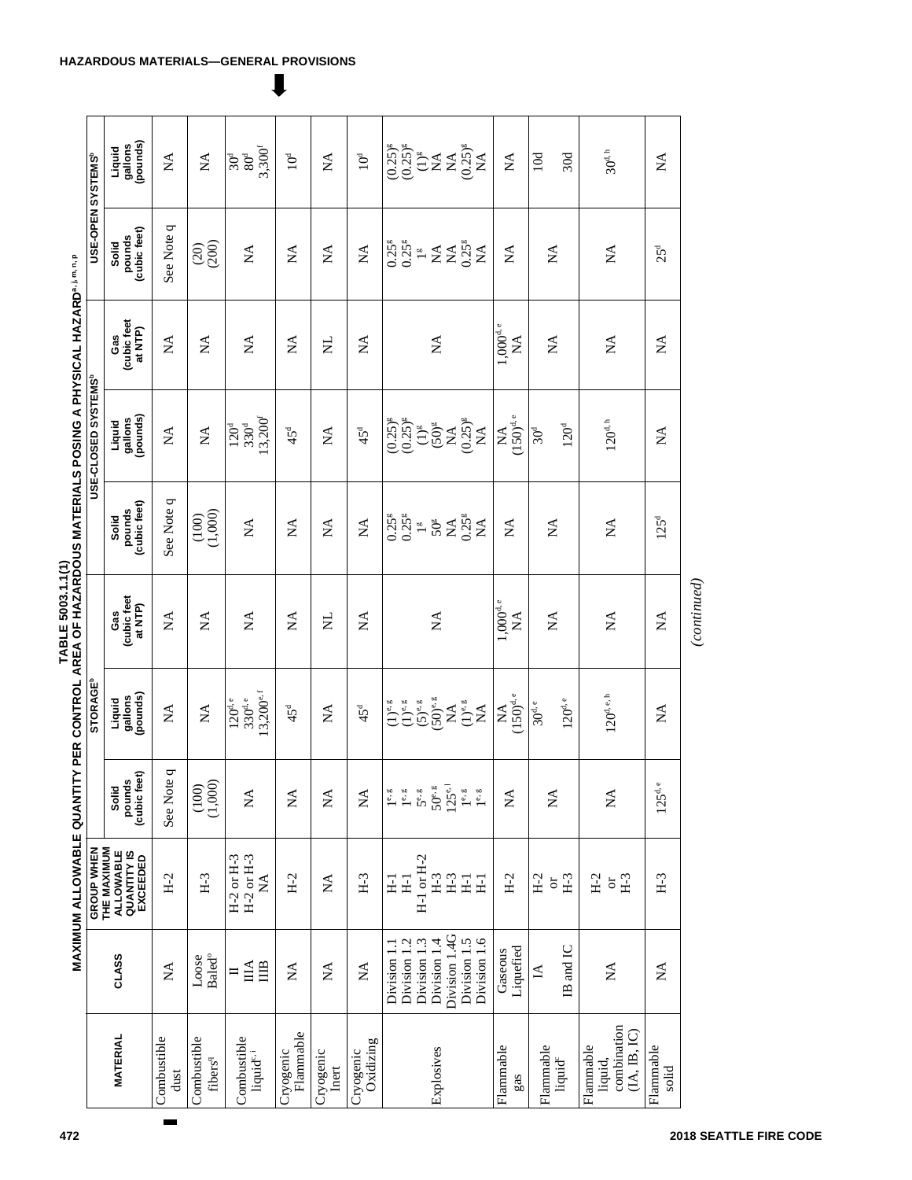## TABLE 5003.1.1(1)
## MAXIMUM ALLOWABLE QUANTITY PER CONTROL AREA OF HAZARDOUS MATERIALS POSING A PHYSICAL HAZARD[a, j, m, n, p]

| MATERIAL | CLASS | GROUP WHEN THE MAXIMUM ALLOWABLE QUANTITY IS EXCEEDED | STORAGE[b] | | | USE-CLOSED SYSTEMS[b] | | | USE-OPEN SYSTEMS[b] | |
|---|---|---|---|---|---|---|---|---|---|---|
| | | | Solid pounds (cubic feet) | Liquid gallons (pounds) | Gas (cubic feet at NTP) | Solid pounds (cubic feet) | Liquid gallons (pounds) | Gas (cubic feet at NTP) | Solid pounds (cubic feet) | Liquid gallons (pounds) |
| Combustible dust | NA | H-2 | See Note q | NA | NA | See Note q | NA | NA | See Note q | NA |
| Combustible fibers[q] | Loose<br>Baled[o] | H-3 | (100)<br>(1,000) | NA | NA | (100)<br>(1,000) | NA | NA | (20)<br>(200) | NA |
| Combustible liquid[c, i] | II<br>IIIA<br>IIIB | H-2 or H-3<br>H-2 or H-3<br>NA | NA | 120[d, e]<br>330[d, e]<br>13,200[e, f] | NA | NA | 120[d]<br>330[d]<br>13,200[f] | NA | NA | 30[d]<br>80[d]<br>3,300[f] |
| Cryogenic Flammable | NA | H-2 | NA | 45[d] | NA | NA | 45[d] | NA | NA | 10[d] |
| Cryogenic Inert | NA | NA | NA | NA | NL | NA | NA | NL | NA | NA |
| Cryogenic Oxidizing | NA | H-3 | NA | 45[d] | NA | NA | 45[d] | NA | NA | 10[d] |
| Explosives | Division 1.1<br>Division 1.2<br>Division 1.3<br>Division 1.4<br>Division 1.4G<br>Division 1.5<br>Division 1.6 | H-1<br>H-1<br>H-1 or H-2<br>H-3<br>H-3<br>H-1<br>H-1 | 1[e, g]<br>1[e, g]<br>5[e, g]<br>50[e, g]<br>125[e, l]<br>1[e, g]<br>1[e, g] | (1)[e, g]<br>(1)[e, g]<br>(5)[e, g]<br>(50)[e, g]<br>NA<br>(1)[e, g]<br>NA | NA | 0.25[g]<br>0.25[g]<br>1[g]<br>50[g]<br>NA<br>0.25[g]<br>NA | (0.25)[g]<br>(0.25)[g]<br>(1)[g]<br>(50)[g]<br>NA<br>(0.25)[g]<br>NA | NA | 0.25[g]<br>0.25[g]<br>1[g]<br>NA<br>NA<br>0.25[g]<br>NA | (0.25)[g]<br>(0.25)[g]<br>(1)[g]<br>NA<br>NA<br>(0.25)[g]<br>NA |
| Flammable gas | Gaseous<br>Liquefied | H-2 | NA | NA<br>(150)[d, e] | 1,000[d, e]<br>NA | NA | NA<br>(150)[d, e] | 1,000[d, e]<br>NA | NA | NA |
| Flammable liquid[c] | IA<br><br>IB and IC | H-2<br>or<br>H-3 | NA | 30[d, e]<br><br>120[d, e] | NA | NA | 30[d]<br><br>120[d] | NA | NA | 10d<br><br>30d |
| Flammable liquid, combination (IA, IB, IC) | NA | H-2<br>or<br>H-3 | NA | 120[d, e, h] | NA | NA | 120[d, h] | NA | NA | 30[d, h] |
| Flammable solid | NA | H-3 | 125[d, e] | NA | NA | 125[d] | NA | NA | 25[d] | NA |

*(continued)*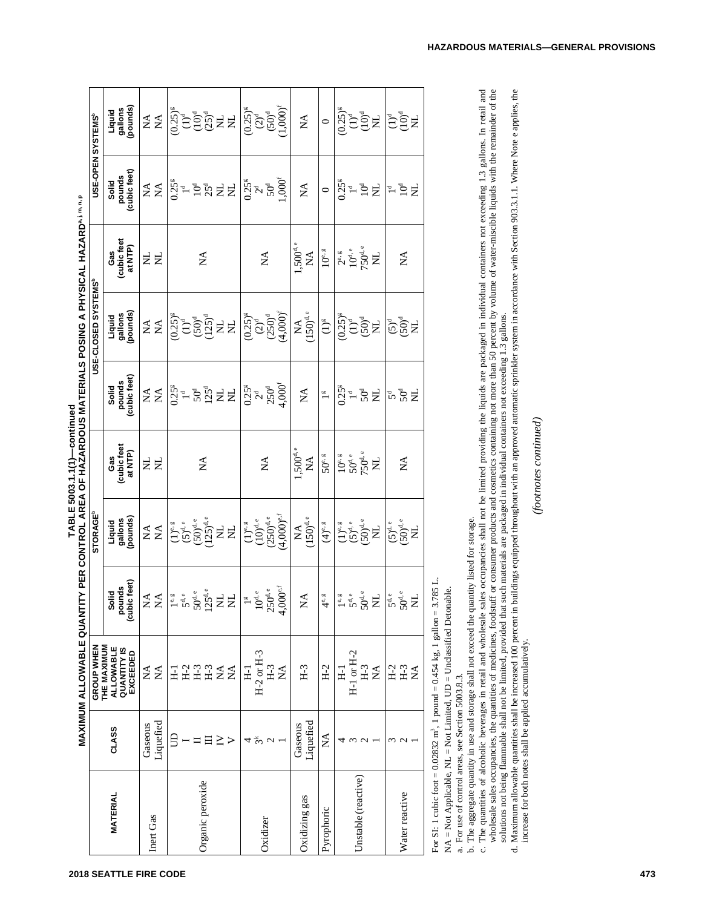**TABLE 5003.1.1(1)—continued**
**MAXIMUM ALLOWABLE QUANTITY PER CONTROL AREA OF HAZARDOUS MATERIALS POSING A PHYSICAL HAZARD[a, j, m, n, p]**

| MATERIAL | CLASS | GROUP WHEN THE MAXIMUM ALLOWABLE QUANTITY IS EXCEEDED | STORAGE[b] | | | USE-CLOSED SYSTEMS[b] | | | USE-OPEN SYSTEMS[b] | |
|---|---|---|---|---|---|---|---|---|---|---|
| | | | Solid pounds (cubic feet) | Liquid gallons (pounds) | Gas (cubic feet at NTP) | Solid pounds (cubic feet) | Liquid gallons (pounds) | Gas (cubic feet at NTP) | Solid pounds (cubic feet) | Liquid gallons (pounds) |
| Inert Gas | Gaseous | NA | NA | NA | NL | NA | NA | NL | NA | NA |
| | Liquefied | NA | NA | NA | NL | NA | NA | NL | NA | NA |
| Organic peroxide | UD | H-1 | 1[e, g] | (1)[e, g] | NA | 0.25[g] | (0.25)[g] | NA | 0.25[g] | (0.25)[g] |
| | I | H-2 | 5[d, e] | (5)[d, e] | | 1[d] | (1)[d] | | 1[d] | (1)[d] |
| | II | H-3 | 50[d, e] | (50)[d, e] | | 50[d] | (50)[d] | | 10[d] | (10)[d] |
| | III | H-3 | 125[d, e] | (125)[d, e] | | 125[d] | (125)[d] | | 25[d] | (25)[d] |
| | IV | NA | NL | NL | | NL | NL | | NL | NL |
| | V | NA | NL | NL | | NL | NL | | NL | NL |
| Oxidizer | 4 | H-1 | 1[g] | (1)[e, g] | NA | 0.25[g] | (0.25)[g] | NA | 0.25[g] | (0.25)[g] |
| | 3[k] | H-2 or H-3 | 10[d, e] | (10)[d, e] | | 2[d] | (2)[d] | | 2[d] | (2)[d] |
| | 2 | H-3 | 250[d, e] | (250)[d, e] | | 250[d] | (250)[d] | | 50[d] | (50)[d] |
| | 1 | NA | 4,000[e, f] | (4,000)[e, f] | | 4,000[f] | (4,000)[f] | | 1,000[f] | (1,000)[f] |
| Oxidizing gas | Gaseous | H-3 | NA | NA | 1,500[d, e] | NA | NA | 1,500[d, e] | NA | NA |
| | Liquefied | | | (150)[d, e] | NA | | (150)[d, e] | NA | | |
| Pyrophoric | NA | H-2 | 4[e, g] | (4)[e, g] | 50[e, g] | 1[g] | (1)[g] | 10[e, g] | 0 | 0 |
| Unstable (reactive) | 4 | H-1 | 1[e, g] | (1)[e, g] | 10[e, g] | 0.25[g] | (0.25)[g] | 2[e, g] | 0.25[g] | (0.25)[g] |
| | 3 | H-1 or H-2 | 5[d, e] | (5)[d, e] | 50[d, e] | 1[d] | (1)[d] | 10[d, e] | 1[d] | (1)[d] |
| | 2 | H-3 | 50[d, e] | (50)[d, e] | 750[d, e] | 50[d] | (50)[d] | 750[d, e] | 10[d] | (10)[d] |
| | 1 | NA | NL | NL | NL | NL | NL | NL | NL | NL |
| Water reactive | 3 | H-2 | 5[d, e] | (5)[d, e] | NA | 5[d] | (5)[d] | NA | 1[d] | (1)[d] |
| | 2 | H-3 | 50[d, e] | (50)[d, e] | | 50[d] | (50)[d] | | 10[d] | (10)[d] |
| | 1 | NA | NL | NL | | NL | NL | | NL | NL |

For SI: 1 cubic foot = 0.02832 m³, 1 pound = 0.454 kg, 1 gallon = 3.785 L.

NA = Not Applicable, NL = Not Limited, UD = Unclassified Detonable.

a. For use of control areas, see Section 5003.8.3.

b. The aggregate quantity in use and storage shall not exceed the quantity listed for storage.

c. The quantities of alcoholic beverages in retail and wholesale sales occupancies shall not be limited providing the liquids are packaged in individual containers not exceeding 1.3 gallons. In retail and wholesale sales occupancies, the quantities of medicines, foodstuff or consumer products and cosmetics containing not more than 50 percent by volume of water-miscible liquids with the remainder of the solutions not being flammable shall not be limited, provided that such materials are packaged in individual containers not exceeding 1.3 gallons.

d. Maximum allowable quantities shall be increased 100 percent in buildings equipped throughout with an approved automatic sprinkler system in accordance with Section 903.3.1.1. Where Note e applies, the increase for both notes shall be applied accumulatively.

*(footnotes continued)*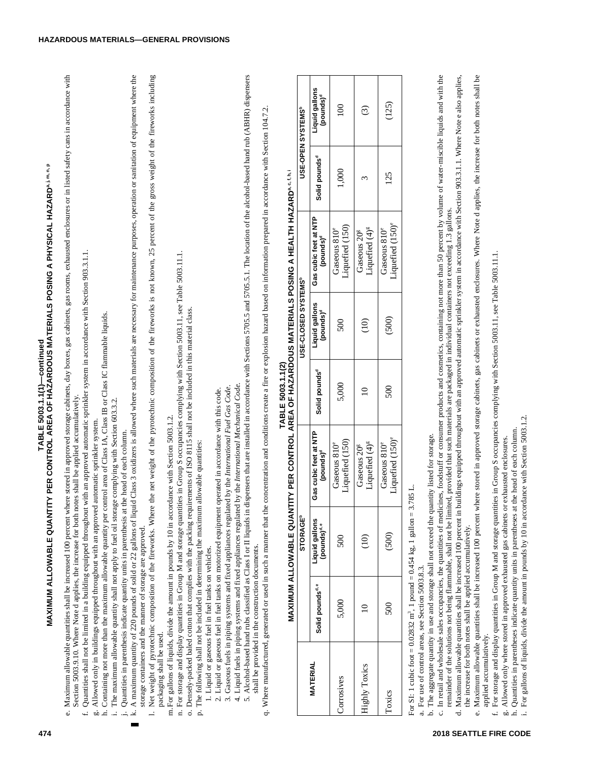## TABLE 5003.1.1(1)—continued
## MAXIMUM ALLOWABLE QUANTITY PER CONTROL AREA OF HAZARDOUS MATERIALS POSING A PHYSICAL HAZARD[a, j, m, n, p]

e. Maximum allowable quantities shall be increased 100 percent where stored in approved storage cabinets, day boxes, gas cabinets, gas rooms, exhausted enclosures or in listed safety cans in accordance with Section 5003.9.10. Where Note d applies, the increase for both notes shall be applied accumulatively.

f. Quantities shall not be limited in a building equipped throughout with an approved automatic sprinkler system in accordance with Section 903.3.1.1.

g. Allowed only in buildings equipped throughout with an approved automatic sprinkler system.

h. Containing not more than the maximum allowable quantity per control area of Class IA, Class IB or Class IC flammable liquids.

i. The maximum allowable quantity shall not apply to fuel oil storage complying with Section 603.3.2.

j. Quantities in parenthesis indicate quantity units in parenthesis at the head of each column.

k. A maximum quantity of 220 pounds of solid or 22 gallons of liquid Class 3 oxidizers is allowed where such materials are necessary for maintenance purposes, operation or sanitation of equipment where the storage containers and the manner of storage are approved.

l. Net weight of pyrotechnic composition of the fireworks. Where the net weight of the pyrotechnic composition of the fireworks is not known, 25 percent of the gross weight of the fireworks including packaging shall be used.

m. For gallons of liquids, divide the amount in pounds by 10 in accordance with Section 5003.1.2.

n. For storage and display quantities in Group M and storage quantities in Group S occupancies complying with Section 5003.11, see Table 5003.11.1.

o. Densely-packed baled cotton that complies with the packing requirements of ISO 8115 shall not be included in this material class.

p. The following shall not be included in determining the maximum allowable quantities:

1. Liquid or gaseous fuel in fuel tanks on vehicles.
2. Liquid or gaseous fuel in fuel tanks on motorized equipment operated in accordance with this code.
3. Gaseous fuels in piping systems and fixed appliances regulated by the *International Fuel Gas Code*.
4. Liquid fuels in piping systems and fixed appliances regulated by the *International Mechanical Code*.
5. Alcohol-based hand rubs classified as Class I or II liquids in dispensers that are installed in accordance with Sections 5705.5 and 5705.5.1. The location of the alcohol-based hand rub (ABHR) dispensers shall be provided in the construction documents.

q. Where manufactured, generated or used in such a manner that the concentration and conditions create a fire or explosion hazard based on information prepared in accordance with Section 104.7.2.

## TABLE 5003.1.1(2)
## MAXIMUM ALLOWABLE QUANTITY PER CONTROL AREA OF HAZARDOUS MATERIALS POSING A HEALTH HAZARD[a, c, f, h, i]

| MATERIAL | STORAGE[b] | | | USE-CLOSED SYSTEMS[b] | | | USE-OPEN SYSTEMS[b] | |
|---|---|---|---|---|---|---|---|---|
| | Solid pounds[d, e] | Liquid gallons (pounds)[d, e] | Gas cubic feet at NTP (pounds)[d] | Solid pounds[d] | Liquid gallons (pounds)[d] | Gas cubic feet at NTP (pounds)[d] | Solid pounds[d] | Liquid gallons (pounds)[d] |
| Corrosives | 5,000 | 500 | Gaseous 810[e] Liquefied (150) | 5,000 | 500 | Gaseous 810[e] Liquefied (150) | 1,000 | 100 |
| Highly Toxics | 10 | (10) | Gaseous 20[g] Liquefied (4)[g] | 10 | (10) | Gaseous 20[g] Liquefied (4)[g] | 3 | (3) |
| Toxics | 500 | (500) | Gaseous 810[e] Liquefied (150)[e] | 500 | (500) | Gaseous 810[e] Liquefied (150)[e] | 125 | (125) |

For SI: 1 cubic foot = 0.02832 m³, 1 pound = 0.454 kg, 1 gallon = 3.785 L.

a. For use of control areas, see Section 5003.8.3.

b. The aggregate quantity in use and storage shall not exceed the quantity listed for storage.

c. In retail and wholesale sales occupancies, the quantities of medicines, foodstuff or consumer products and cosmetics, containing not more than 50 percent by volume of water-miscible liquids and with the remainder of the solutions not being flammable, shall not be limited, provided that such materials are packaged in individual containers not exceeding 1.3 gallons.

d. Maximum allowable quantities shall be increased 100 percent in buildings equipped throughout with an approved automatic sprinkler system in accordance with Section 903.3.1.1. Where Note e also applies, the increase for both notes shall be applied accumulatively.

e. Maximum allowable quantities shall be increased 100 percent where stored in approved storage cabinets, gas cabinets or exhausted enclosures. Where Note d applies, the increase for both notes shall be applied accumulatively.

f. For storage and display quantities in Group M and storage quantities in Group S occupancies complying with Section 5003.11, see Table 5003.11.1.

g. Allowed only where stored in approved exhausted gas cabinets or exhausted enclosures.

h. Quantities in parentheses indicate quantity units in parentheses at the head of each column.

i. For gallons of liquids, divide the amount in pounds by 10 in accordance with Section 5003.1.2.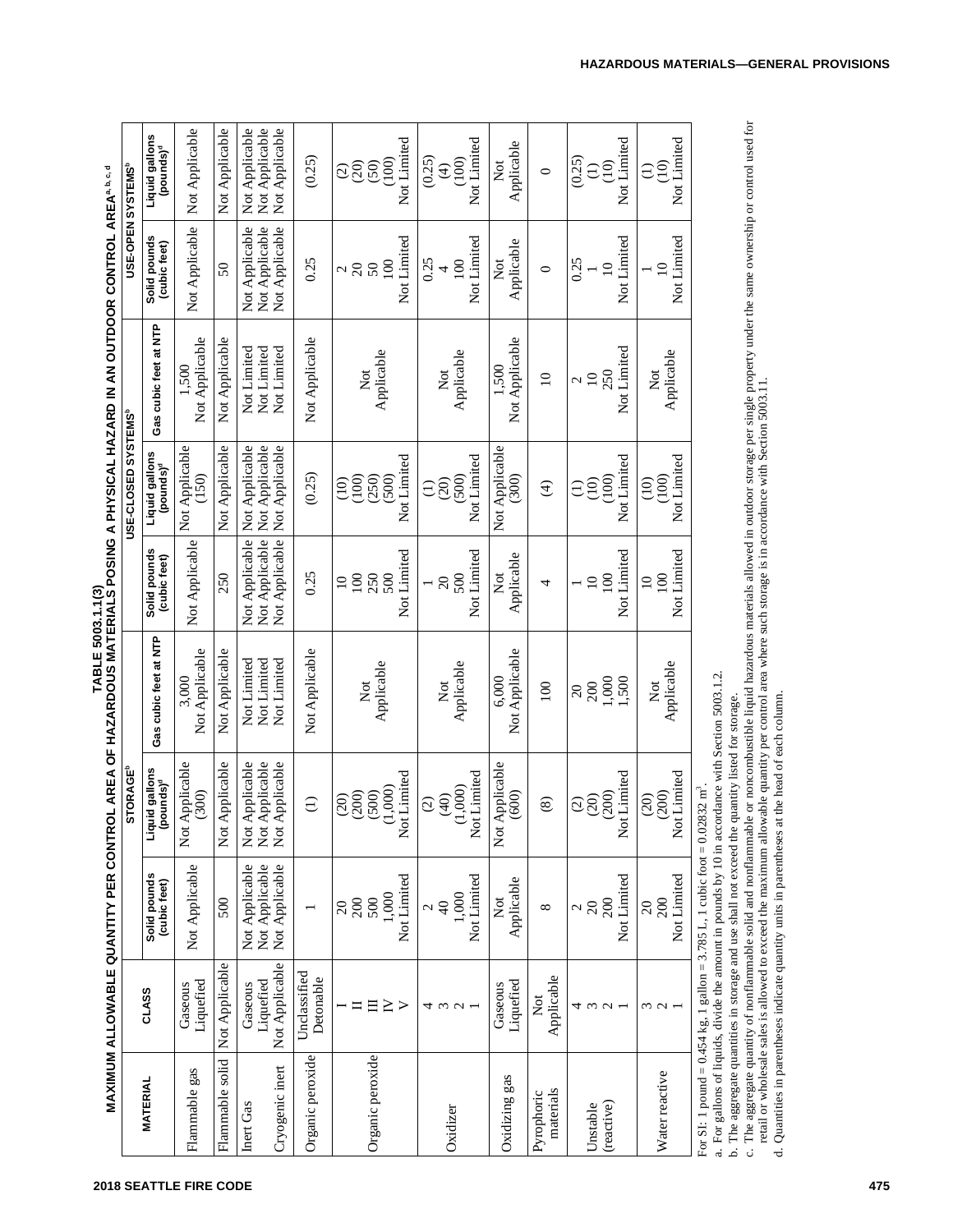## TABLE 5003.1.1(3)
## MAXIMUM ALLOWABLE QUANTITY PER CONTROL AREA OF HAZARDOUS MATERIALS POSING A PHYSICAL HAZARD IN AN OUTDOOR CONTROL AREA[a, b, c, d]

| MATERIAL | CLASS | STORAGE[b] | | | USE-CLOSED SYSTEMS[b] | | | USE-OPEN SYSTEMS[b] | |
|---|---|---|---|---|---|---|---|---|---|
| | | Solid pounds (cubic feet) | Liquid gallons (pounds)[d] | Gas cubic feet at NTP | Solid pounds (cubic feet) | Liquid gallons (pounds)[d] | Gas cubic feet at NTP | Solid pounds (cubic feet) | Liquid gallons (pounds)[d] |
| Flammable gas | Gaseous<br>Liquefied | Not Applicable | Not Applicable<br>(300) | 3,000<br>Not Applicable | Not Applicable | Not Applicable<br>(150) | 1,500<br>Not Applicable | Not Applicable | Not Applicable |
| Flammable solid | Not Applicable | 500 | Not Applicable | Not Applicable | 250 | Not Applicable | Not Applicable | 50 | Not Applicable |
| Inert Gas<br><br>Cryogenic inert | Gaseous<br>Liquefied<br>Not Applicable | Not Applicable<br>Not Applicable<br>Not Applicable | Not Applicable<br>Not Applicable<br>Not Applicable | Not Limited<br>Not Limited<br>Not Limited | Not Applicable<br>Not Applicable<br>Not Applicable | Not Applicable<br>Not Applicable<br>Not Applicable | Not Limited<br>Not Limited<br>Not Limited | Not Applicable<br>Not Applicable<br>Not Applicable | Not Applicable<br>Not Applicable<br>Not Applicable |
| Organic peroxide | Unclassified Detonable | 1 | (1) | Not Applicable | 0.25 | (0.25) | Not Applicable | 0.25 | (0.25) |
| Organic peroxide | I<br>II<br>III<br>IV<br>V | 20<br>200<br>500<br>1,000<br>Not Limited | (20)<br>(200)<br>(500)<br>(1,000)<br>Not Limited | Not Applicable | 10<br>100<br>250<br>500<br>Not Limited | (10)<br>(100)<br>(250)<br>(500)<br>Not Limited | Not Applicable | 2<br>20<br>50<br>100<br>Not Limited | (2)<br>(20)<br>(50)<br>(100)<br>Not Limited |
| Oxidizer | 4<br>3<br>2<br>1 | 2<br>40<br>1,000<br>Not Limited | (2)<br>(40)<br>(1,000)<br>Not Limited | Not Applicable | 1<br>20<br>500<br>Not Limited | (1)<br>(20)<br>(500)<br>Not Limited | Not Applicable | 0.25<br>4<br>100<br>Not Limited | (0.25)<br>(4)<br>(100)<br>Not Limited |
| Oxidizing gas | Gaseous<br>Liquefied | Not Applicable | Not Applicable<br>(600) | 6,000<br>Not Applicable | Not Applicable | Not Applicable<br>(300) | 1,500<br>Not Applicable | Not Applicable | Not Applicable |
| Pyrophoric materials | Not Applicable | 8 | (8) | 100 | 4 | (4) | 10 | 0 | 0 |
| Unstable (reactive) | 4<br>3<br>2<br>1 | 2<br>20<br>200<br>Not Limited | (2)<br>(20)<br>(200)<br>Not Limited | 20<br>200<br>1,000<br>1,500 | 1<br>10<br>100<br>Not Limited | (1)<br>(10)<br>(100)<br>Not Limited | 2<br>10<br>250<br>Not Limited | 0.25<br>1<br>10<br>Not Limited | (0.25)<br>(1)<br>(10)<br>Not Limited |
| Water reactive | 3<br>2<br>1 | 20<br>200<br>Not Limited | (20)<br>(200)<br>Not Limited | Not Applicable | 10<br>100<br>Not Limited | (10)<br>(100)<br>Not Limited | Not Applicable | 1<br>10<br>Not Limited | (1)<br>(10)<br>Not Limited |

For SI: 1 pound = 0.454 kg, 1 gallon = 3.785 L, 1 cubic foot = 0.02832 $m^3$.

a. For gallons of liquids, divide the amount in pounds by 10 in accordance with Section 5003.1.2.

b. The aggregate quantities in storage and use shall not exceed the quantity listed for storage.

c. The aggregate quantity of nonflammable solid and nonflammable or noncombustible liquid hazardous materials allowed in outdoor storage per single property under the same ownership or control used for retail or wholesale sales is allowed to exceed the maximum allowable quantity per control area where such storage is in accordance with Section 5003.11.

d. Quantities in parentheses indicate quantity units in parentheses at the head of each column.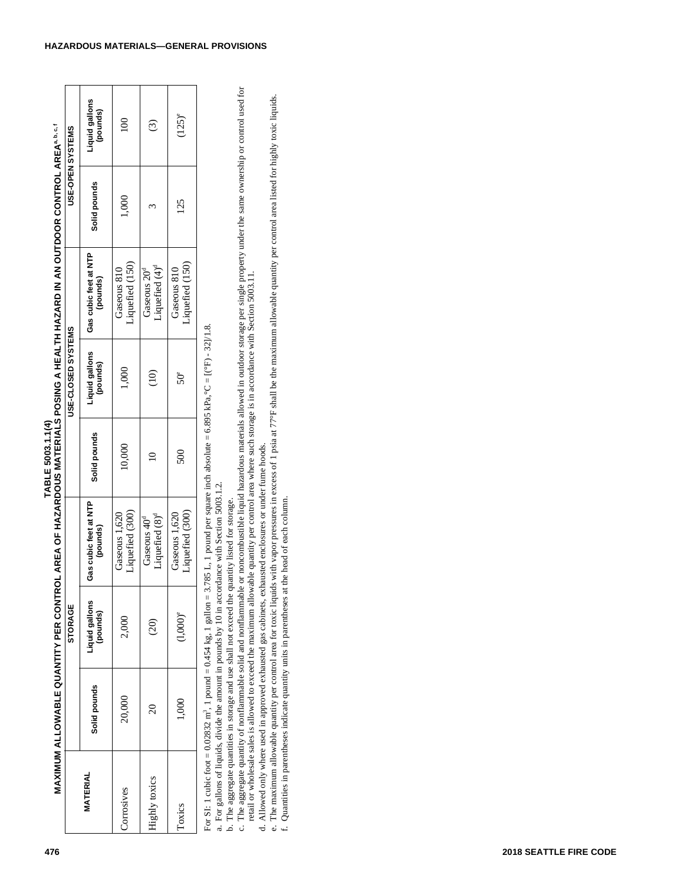**TABLE 5003.1.1(4)**
**MAXIMUM ALLOWABLE QUANTITY PER CONTROL AREA OF HAZARDOUS MATERIALS POSING A HEALTH HAZARD IN AN OUTDOOR CONTROL AREA[a, b, c, f]**

| MATERIAL | STORAGE | | | USE-CLOSED SYSTEMS | | | USE-OPEN SYSTEMS | |
|---|---|---|---|---|---|---|---|---|
| | Solid pounds | Liquid gallons (pounds) | Gas cubic feet at NTP (pounds) | Solid pounds | Liquid gallons (pounds) | Gas cubic feet at NTP (pounds) | Solid pounds | Liquid gallons (pounds) |
| Corrosives | 20,000 | 2,000 | Gaseous 1,620 Liquefied (300) | 10,000 | 1,000 | Gaseous 810 Liquefied (150) | 1,000 | 100 |
| Highly toxics | 20 | (20) | Gaseous 40[d] Liquefied (8)[d] | 10 | (10) | Gaseous 20[d] Liquefied (4)[d] | 3 | (3) |
| Toxics | 1,000 | (1,000)[e] | Gaseous 1,620 Liquefied (300) | 500 | 50[e] | Gaseous 810 Liquefied (150) | 125 | (125)[e] |

For SI: 1 cubic foot = 0.02832 m³, 1 pound = 0.454 kg, 1 gallon = 3.785 L, 1 pound per square inch absolute = 6.895 kPa, °C = [(°F) - 32]/1.8.

a. For gallons of liquids, divide the amount in pounds by 10 in accordance with Section 5003.1.2.

b. The aggregate quantities in storage and use shall not exceed the quantity listed for storage.

c. The aggregate quantity of nonflammable solid and nonflammable or noncombustible liquid hazardous materials allowed in outdoor storage per single property under the same ownership or control used for retail or wholesale sales is allowed to exceed the maximum allowable quantity per control area where such storage is in accordance with Section 5003.11.

d. Allowed only where used in approved exhausted gas cabinets, exhausted enclosures or under fume hoods.

e. The maximum allowable quantity per control area for toxic liquids with vapor pressures in excess of 1 psia at 77°F shall be the maximum allowable quantity per control area listed for highly toxic liquids.

f. Quantities in parentheses indicate quantity units in parentheses at the head of each column.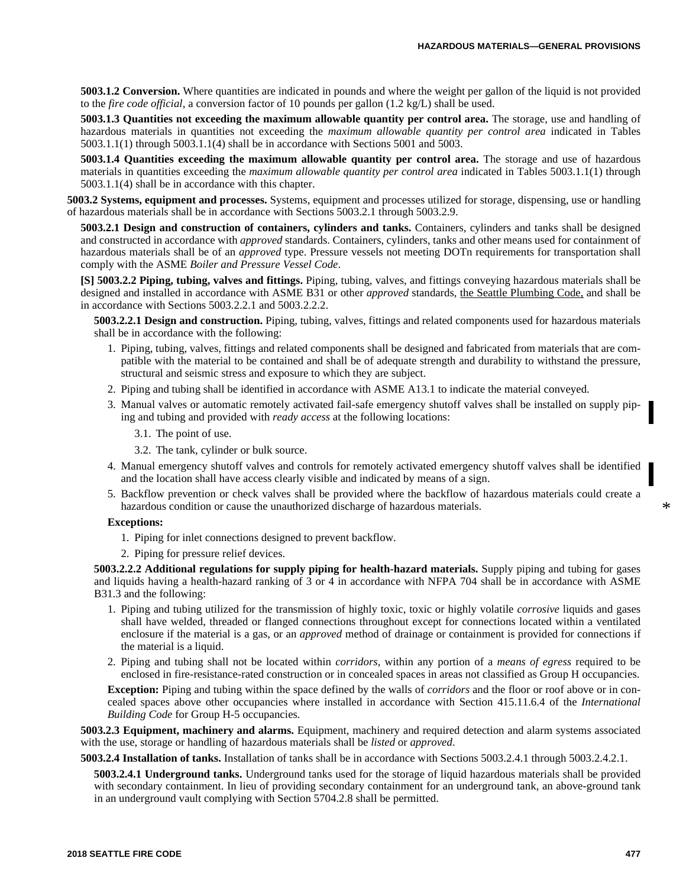**5003.1.2 Conversion.** Where quantities are indicated in pounds and where the weight per gallon of the liquid is not provided to the *fire code official*, a conversion factor of 10 pounds per gallon (1.2 kg/L) shall be used.

**5003.1.3 Quantities not exceeding the maximum allowable quantity per control area.** The storage, use and handling of hazardous materials in quantities not exceeding the *maximum allowable quantity per control area* indicated in Tables 5003.1.1(1) through 5003.1.1(4) shall be in accordance with Sections 5001 and 5003.

**5003.1.4 Quantities exceeding the maximum allowable quantity per control area.** The storage and use of hazardous materials in quantities exceeding the *maximum allowable quantity per control area* indicated in Tables 5003.1.1(1) through 5003.1.1(4) shall be in accordance with this chapter.

**5003.2 Systems, equipment and processes.** Systems, equipment and processes utilized for storage, dispensing, use or handling of hazardous materials shall be in accordance with Sections 5003.2.1 through 5003.2.9.

**5003.2.1 Design and construction of containers, cylinders and tanks.** Containers, cylinders and tanks shall be designed and constructed in accordance with *approved* standards. Containers, cylinders, tanks and other means used for containment of hazardous materials shall be of an *approved* type. Pressure vessels not meeting DOTn requirements for transportation shall comply with the ASME *Boiler and Pressure Vessel Code*.

**[S] 5003.2.2 Piping, tubing, valves and fittings.** Piping, tubing, valves, and fittings conveying hazardous materials shall be designed and installed in accordance with ASME B31 or other *approved* standards, the Seattle Plumbing Code, and shall be in accordance with Sections 5003.2.2.1 and 5003.2.2.2.

**5003.2.2.1 Design and construction.** Piping, tubing, valves, fittings and related components used for hazardous materials shall be in accordance with the following:

1. Piping, tubing, valves, fittings and related components shall be designed and fabricated from materials that are compatible with the material to be contained and shall be of adequate strength and durability to withstand the pressure, structural and seismic stress and exposure to which they are subject.
2. Piping and tubing shall be identified in accordance with ASME A13.1 to indicate the material conveyed.
3. Manual valves or automatic remotely activated fail-safe emergency shutoff valves shall be installed on supply piping and tubing and provided with *ready access* at the following locations:
   - 3.1. The point of use.
   - 3.2. The tank, cylinder or bulk source.
4. Manual emergency shutoff valves and controls for remotely activated emergency shutoff valves shall be identified and the location shall have access clearly visible and indicated by means of a sign.
5. Backflow prevention or check valves shall be provided where the backflow of hazardous materials could create a hazardous condition or cause the unauthorized discharge of hazardous materials.

**Exceptions:**

1. Piping for inlet connections designed to prevent backflow.
2. Piping for pressure relief devices.

**5003.2.2.2 Additional regulations for supply piping for health-hazard materials.** Supply piping and tubing for gases and liquids having a health-hazard ranking of 3 or 4 in accordance with NFPA 704 shall be in accordance with ASME B31.3 and the following:

1. Piping and tubing utilized for the transmission of highly toxic, toxic or highly volatile *corrosive* liquids and gases shall have welded, threaded or flanged connections throughout except for connections located within a ventilated enclosure if the material is a gas, or an *approved* method of drainage or containment is provided for connections if the material is a liquid.
2. Piping and tubing shall not be located within *corridors*, within any portion of a *means of egress* required to be enclosed in fire-resistance-rated construction or in concealed spaces in areas not classified as Group H occupancies.

**Exception:** Piping and tubing within the space defined by the walls of *corridors* and the floor or roof above or in concealed spaces above other occupancies where installed in accordance with Section 415.11.6.4 of the *International Building Code* for Group H-5 occupancies.

**5003.2.3 Equipment, machinery and alarms.** Equipment, machinery and required detection and alarm systems associated with the use, storage or handling of hazardous materials shall be *listed* or *approved*.

**5003.2.4 Installation of tanks.** Installation of tanks shall be in accordance with Sections 5003.2.4.1 through 5003.2.4.2.1.

**5003.2.4.1 Underground tanks.** Underground tanks used for the storage of liquid hazardous materials shall be provided with secondary containment. In lieu of providing secondary containment for an underground tank, an above-ground tank in an underground vault complying with Section 5704.2.8 shall be permitted.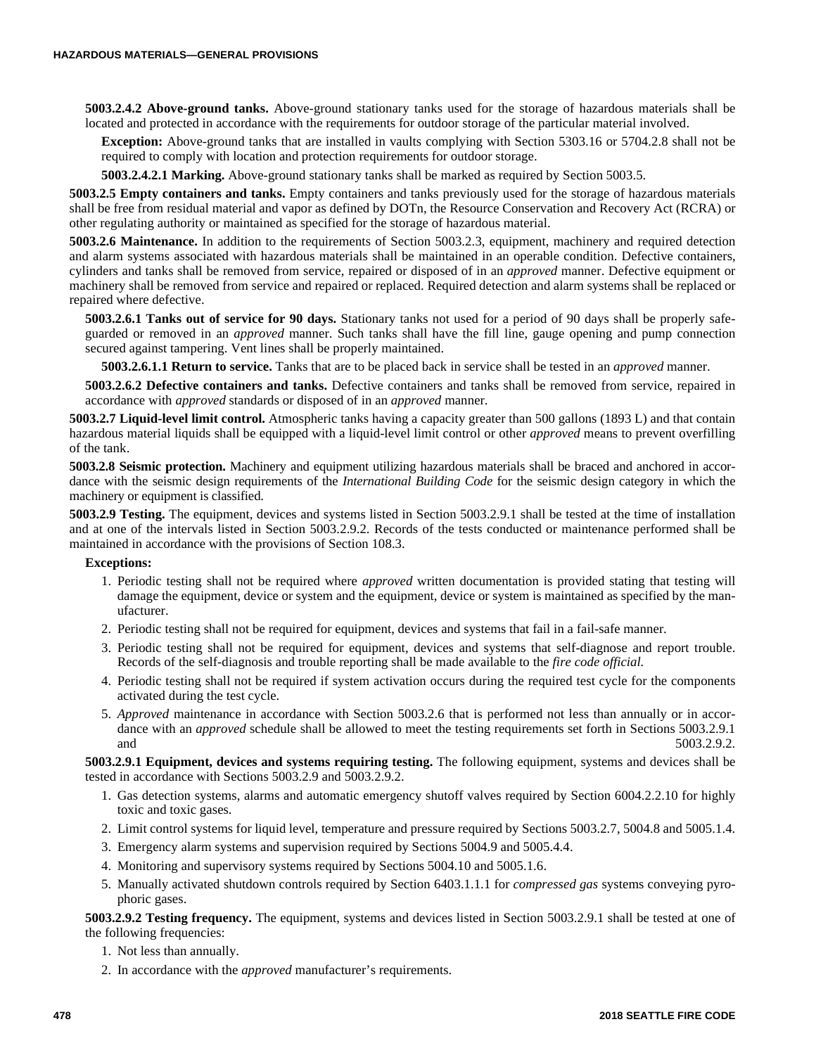**5003.2.4.2 Above-ground tanks.** Above-ground stationary tanks used for the storage of hazardous materials shall be located and protected in accordance with the requirements for outdoor storage of the particular material involved.

**Exception:** Above-ground tanks that are installed in vaults complying with Section 5303.16 or 5704.2.8 shall not be required to comply with location and protection requirements for outdoor storage.

**5003.2.4.2.1 Marking.** Above-ground stationary tanks shall be marked as required by Section 5003.5.

**5003.2.5 Empty containers and tanks.** Empty containers and tanks previously used for the storage of hazardous materials shall be free from residual material and vapor as defined by DOTn, the Resource Conservation and Recovery Act (RCRA) or other regulating authority or maintained as specified for the storage of hazardous material.

**5003.2.6 Maintenance.** In addition to the requirements of Section 5003.2.3, equipment, machinery and required detection and alarm systems associated with hazardous materials shall be maintained in an operable condition. Defective containers, cylinders and tanks shall be removed from service, repaired or disposed of in an *approved* manner. Defective equipment or machinery shall be removed from service and repaired or replaced. Required detection and alarm systems shall be replaced or repaired where defective.

**5003.2.6.1 Tanks out of service for 90 days.** Stationary tanks not used for a period of 90 days shall be properly safeguarded or removed in an *approved* manner. Such tanks shall have the fill line, gauge opening and pump connection secured against tampering. Vent lines shall be properly maintained.

**5003.2.6.1.1 Return to service.** Tanks that are to be placed back in service shall be tested in an *approved* manner.

**5003.2.6.2 Defective containers and tanks.** Defective containers and tanks shall be removed from service, repaired in accordance with *approved* standards or disposed of in an *approved* manner.

**5003.2.7 Liquid-level limit control.** Atmospheric tanks having a capacity greater than 500 gallons (1893 L) and that contain hazardous material liquids shall be equipped with a liquid-level limit control or other *approved* means to prevent overfilling of the tank.

**5003.2.8 Seismic protection.** Machinery and equipment utilizing hazardous materials shall be braced and anchored in accordance with the seismic design requirements of the *International Building Code* for the seismic design category in which the machinery or equipment is classified.

**5003.2.9 Testing.** The equipment, devices and systems listed in Section 5003.2.9.1 shall be tested at the time of installation and at one of the intervals listed in Section 5003.2.9.2. Records of the tests conducted or maintenance performed shall be maintained in accordance with the provisions of Section 108.3.

**Exceptions:**

1. Periodic testing shall not be required where *approved* written documentation is provided stating that testing will damage the equipment, device or system and the equipment, device or system is maintained as specified by the manufacturer.
2. Periodic testing shall not be required for equipment, devices and systems that fail in a fail-safe manner.
3. Periodic testing shall not be required for equipment, devices and systems that self-diagnose and report trouble. Records of the self-diagnosis and trouble reporting shall be made available to the *fire code official*.
4. Periodic testing shall not be required if system activation occurs during the required test cycle for the components activated during the test cycle.
5. *Approved* maintenance in accordance with Section 5003.2.6 that is performed not less than annually or in accordance with an *approved* schedule shall be allowed to meet the testing requirements set forth in Sections 5003.2.9.1 and 5003.2.9.2.

**5003.2.9.1 Equipment, devices and systems requiring testing.** The following equipment, systems and devices shall be tested in accordance with Sections 5003.2.9 and 5003.2.9.2.

1. Gas detection systems, alarms and automatic emergency shutoff valves required by Section 6004.2.2.10 for highly toxic and toxic gases.
2. Limit control systems for liquid level, temperature and pressure required by Sections 5003.2.7, 5004.8 and 5005.1.4.
3. Emergency alarm systems and supervision required by Sections 5004.9 and 5005.4.4.
4. Monitoring and supervisory systems required by Sections 5004.10 and 5005.1.6.
5. Manually activated shutdown controls required by Section 6403.1.1.1 for *compressed gas* systems conveying pyrophoric gases.

**5003.2.9.2 Testing frequency.** The equipment, systems and devices listed in Section 5003.2.9.1 shall be tested at one of the following frequencies:

1. Not less than annually.
2. In accordance with the *approved* manufacturer's requirements.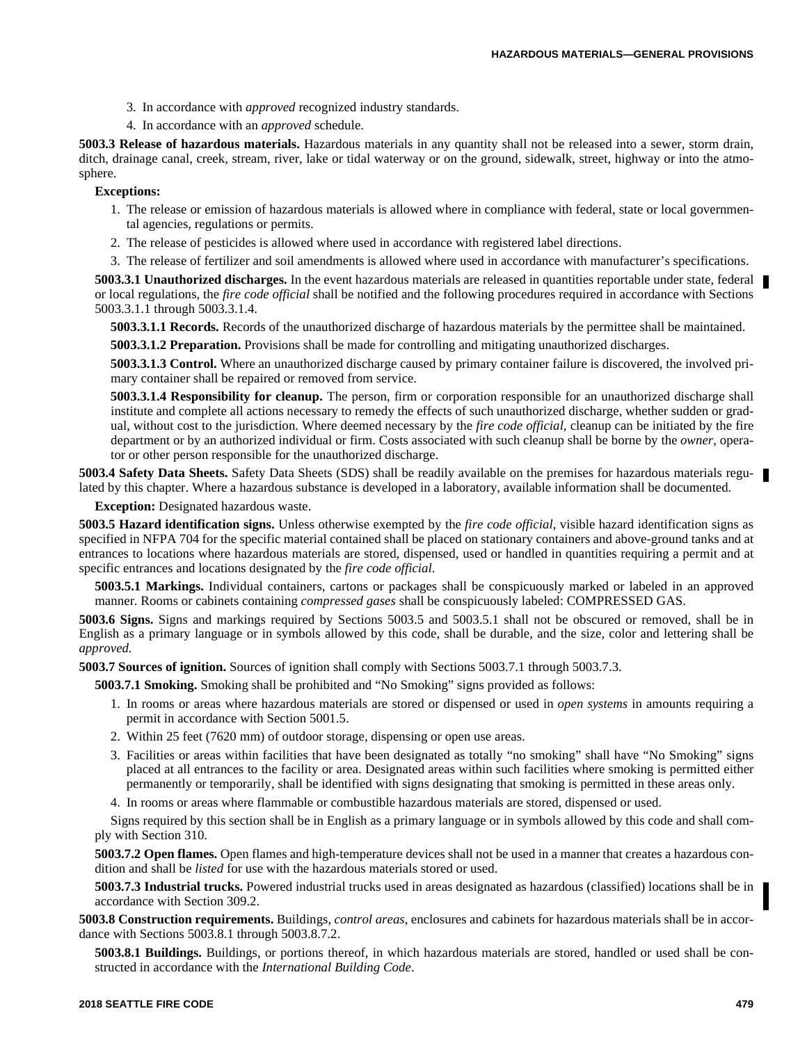3. In accordance with *approved* recognized industry standards.
4. In accordance with an *approved* schedule.

**5003.3 Release of hazardous materials.** Hazardous materials in any quantity shall not be released into a sewer, storm drain, ditch, drainage canal, creek, stream, river, lake or tidal waterway or on the ground, sidewalk, street, highway or into the atmosphere.

**Exceptions:**

1. The release or emission of hazardous materials is allowed where in compliance with federal, state or local governmental agencies, regulations or permits.
2. The release of pesticides is allowed where used in accordance with registered label directions.
3. The release of fertilizer and soil amendments is allowed where used in accordance with manufacturer's specifications.

**5003.3.1 Unauthorized discharges.** In the event hazardous materials are released in quantities reportable under state, federal or local regulations, the *fire code official* shall be notified and the following procedures required in accordance with Sections 5003.3.1.1 through 5003.3.1.4.

**5003.3.1.1 Records.** Records of the unauthorized discharge of hazardous materials by the permittee shall be maintained.

**5003.3.1.2 Preparation.** Provisions shall be made for controlling and mitigating unauthorized discharges.

**5003.3.1.3 Control.** Where an unauthorized discharge caused by primary container failure is discovered, the involved primary container shall be repaired or removed from service.

**5003.3.1.4 Responsibility for cleanup.** The person, firm or corporation responsible for an unauthorized discharge shall institute and complete all actions necessary to remedy the effects of such unauthorized discharge, whether sudden or gradual, without cost to the jurisdiction. Where deemed necessary by the *fire code official*, cleanup can be initiated by the fire department or by an authorized individual or firm. Costs associated with such cleanup shall be borne by the *owner*, operator or other person responsible for the unauthorized discharge.

**5003.4 Safety Data Sheets.** Safety Data Sheets (SDS) shall be readily available on the premises for hazardous materials regulated by this chapter. Where a hazardous substance is developed in a laboratory, available information shall be documented.

**Exception:** Designated hazardous waste.

**5003.5 Hazard identification signs.** Unless otherwise exempted by the *fire code official*, visible hazard identification signs as specified in NFPA 704 for the specific material contained shall be placed on stationary containers and above-ground tanks and at entrances to locations where hazardous materials are stored, dispensed, used or handled in quantities requiring a permit and at specific entrances and locations designated by the *fire code official*.

**5003.5.1 Markings.** Individual containers, cartons or packages shall be conspicuously marked or labeled in an approved manner. Rooms or cabinets containing *compressed gases* shall be conspicuously labeled: COMPRESSED GAS.

**5003.6 Signs.** Signs and markings required by Sections 5003.5 and 5003.5.1 shall not be obscured or removed, shall be in English as a primary language or in symbols allowed by this code, shall be durable, and the size, color and lettering shall be *approved*.

**5003.7 Sources of ignition.** Sources of ignition shall comply with Sections 5003.7.1 through 5003.7.3.

**5003.7.1 Smoking.** Smoking shall be prohibited and "No Smoking" signs provided as follows:

1. In rooms or areas where hazardous materials are stored or dispensed or used in *open systems* in amounts requiring a permit in accordance with Section 5001.5.
2. Within 25 feet (7620 mm) of outdoor storage, dispensing or open use areas.
3. Facilities or areas within facilities that have been designated as totally "no smoking" shall have "No Smoking" signs placed at all entrances to the facility or area. Designated areas within such facilities where smoking is permitted either permanently or temporarily, shall be identified with signs designating that smoking is permitted in these areas only.
4. In rooms or areas where flammable or combustible hazardous materials are stored, dispensed or used.

Signs required by this section shall be in English as a primary language or in symbols allowed by this code and shall comply with Section 310.

**5003.7.2 Open flames.** Open flames and high-temperature devices shall not be used in a manner that creates a hazardous condition and shall be *listed* for use with the hazardous materials stored or used.

**5003.7.3 Industrial trucks.** Powered industrial trucks used in areas designated as hazardous (classified) locations shall be in accordance with Section 309.2.

**5003.8 Construction requirements.** Buildings, *control areas*, enclosures and cabinets for hazardous materials shall be in accordance with Sections 5003.8.1 through 5003.8.7.2.

**5003.8.1 Buildings.** Buildings, or portions thereof, in which hazardous materials are stored, handled or used shall be constructed in accordance with the *International Building Code*.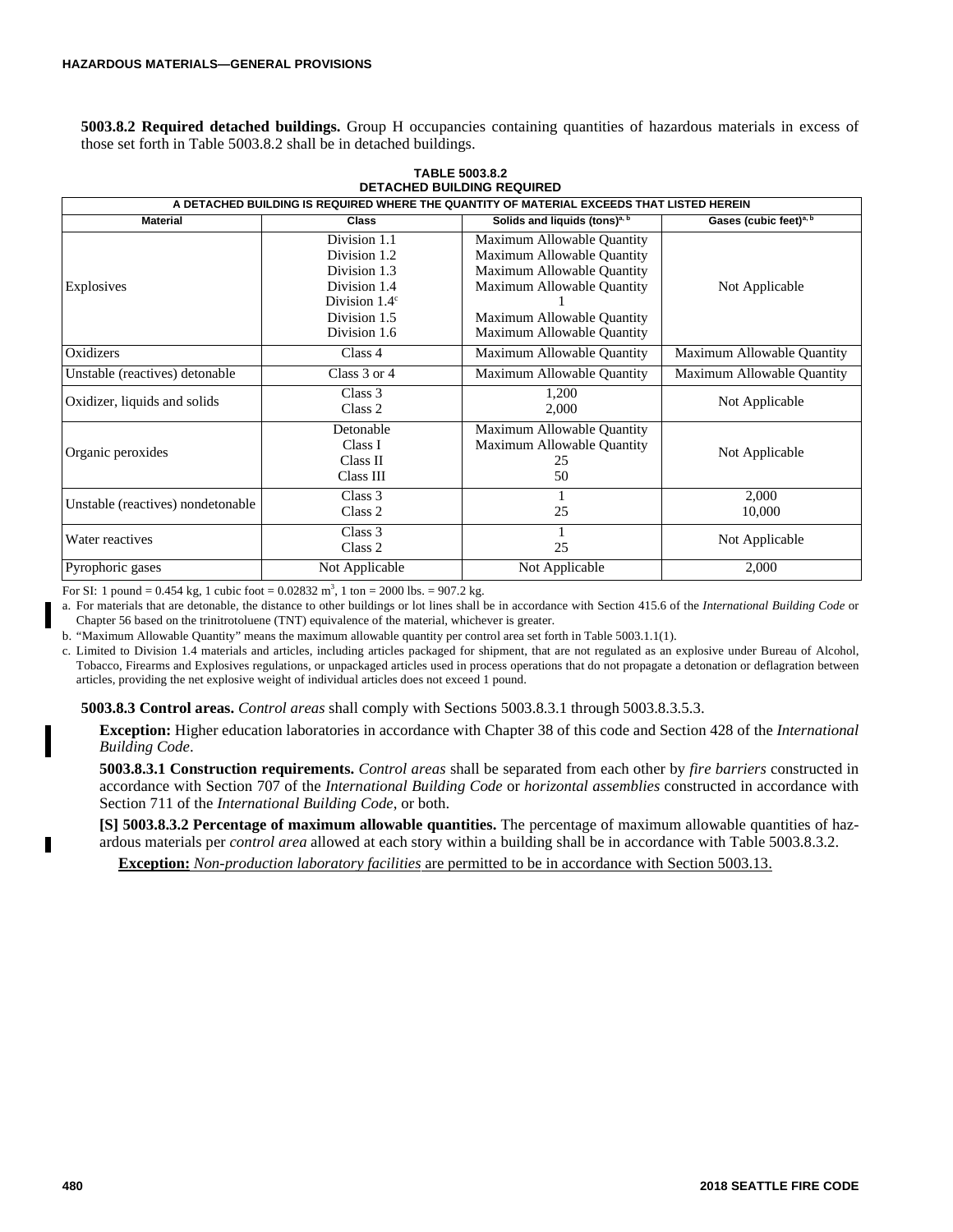**5003.8.2 Required detached buildings.** Group H occupancies containing quantities of hazardous materials in excess of those set forth in Table 5003.8.2 shall be in detached buildings.

**TABLE 5003.8.2**
**DETACHED BUILDING REQUIRED**

| A DETACHED BUILDING IS REQUIRED WHERE THE QUANTITY OF MATERIAL EXCEEDS THAT LISTED HEREIN | | | |
|---|---|---|---|
| **Material** | **Class** | **Solids and liquids (tons)[a, b]** | **Gases (cubic feet)[a, b]** |
| Explosives | Division 1.1<br>Division 1.2<br>Division 1.3<br>Division 1.4<br>Division 1.4[c]<br>Division 1.5<br>Division 1.6 | Maximum Allowable Quantity<br>Maximum Allowable Quantity<br>Maximum Allowable Quantity<br>Maximum Allowable Quantity<br>1<br>Maximum Allowable Quantity<br>Maximum Allowable Quantity | Not Applicable |
| Oxidizers | Class 4 | Maximum Allowable Quantity | Maximum Allowable Quantity |
| Unstable (reactives) detonable | Class 3 or 4 | Maximum Allowable Quantity | Maximum Allowable Quantity |
| Oxidizer, liquids and solids | Class 3<br>Class 2 | 1,200<br>2,000 | Not Applicable |
| Organic peroxides | Detonable<br>Class I<br>Class II<br>Class III | Maximum Allowable Quantity<br>Maximum Allowable Quantity<br>25<br>50 | Not Applicable |
| Unstable (reactives) nondetonable | Class 3<br>Class 2 | 1<br>25 | 2,000<br>10,000 |
| Water reactives | Class 3<br>Class 2 | 1<br>25 | Not Applicable |
| Pyrophoric gases | Not Applicable | Not Applicable | 2,000 |

For SI: 1 pound = 0.454 kg, 1 cubic foot = 0.02832 $m^3$, 1 ton = 2000 lbs. = 907.2 kg.

a. For materials that are detonable, the distance to other buildings or lot lines shall be in accordance with Section 415.6 of the *International Building Code* or Chapter 56 based on the trinitrotoluene (TNT) equivalence of the material, whichever is greater.

b. "Maximum Allowable Quantity" means the maximum allowable quantity per control area set forth in Table 5003.1.1(1).

c. Limited to Division 1.4 materials and articles, including articles packaged for shipment, that are not regulated as an explosive under Bureau of Alcohol, Tobacco, Firearms and Explosives regulations, or unpackaged articles used in process operations that do not propagate a detonation or deflagration between articles, providing the net explosive weight of individual articles does not exceed 1 pound.

**5003.8.3 Control areas.** *Control areas* shall comply with Sections 5003.8.3.1 through 5003.8.3.5.3.

**Exception:** Higher education laboratories in accordance with Chapter 38 of this code and Section 428 of the *International Building Code*.

**5003.8.3.1 Construction requirements.** *Control areas* shall be separated from each other by *fire barriers* constructed in accordance with Section 707 of the *International Building Code* or *horizontal assemblies* constructed in accordance with Section 711 of the *International Building Code*, or both.

**[S] 5003.8.3.2 Percentage of maximum allowable quantities.** The percentage of maximum allowable quantities of hazardous materials per *control area* allowed at each story within a building shall be in accordance with Table 5003.8.3.2.

**Exception:** *Non-production laboratory facilities* are permitted to be in accordance with Section 5003.13.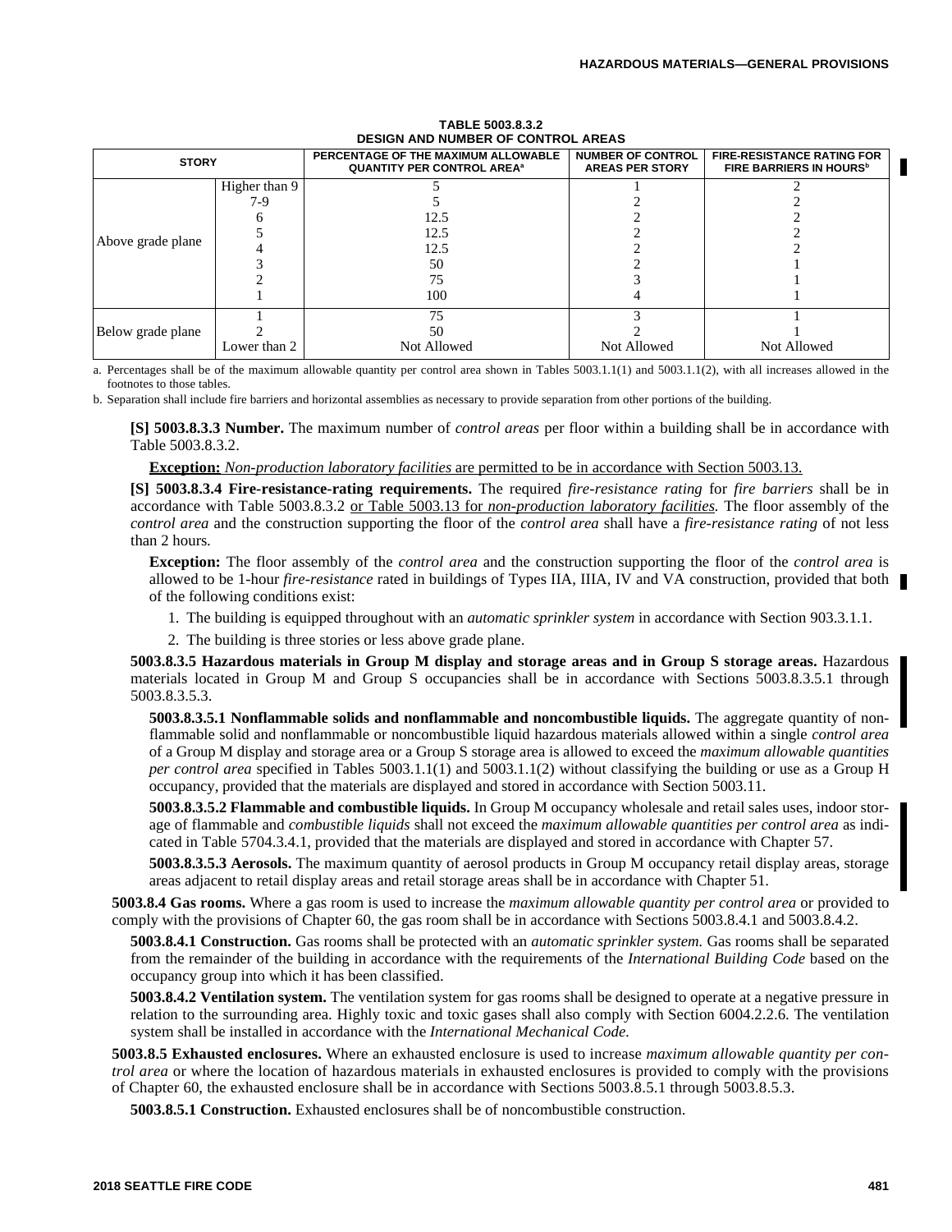**TABLE 5003.8.3.2**
**DESIGN AND NUMBER OF CONTROL AREAS**

| STORY | | PERCENTAGE OF THE MAXIMUM ALLOWABLE QUANTITY PER CONTROL AREA[a] | NUMBER OF CONTROL AREAS PER STORY | FIRE-RESISTANCE RATING FOR FIRE BARRIERS IN HOURS[b] |
|---|---|---|---|---|
| Above grade plane | Higher than 9 | 5 | 1 | 2 |
| | 7-9 | 5 | 2 | 2 |
| | 6 | 12.5 | 2 | 2 |
| | 5 | 12.5 | 2 | 2 |
| | 4 | 12.5 | 2 | 2 |
| | 3 | 50 | 2 | 1 |
| | 2 | 75 | 3 | 1 |
| | 1 | 100 | 4 | 1 |
| Below grade plane | 1 | 75 | 3 | 1 |
| | 2 | 50 | 2 | 1 |
| | Lower than 2 | Not Allowed | Not Allowed | Not Allowed |

a. Percentages shall be of the maximum allowable quantity per control area shown in Tables 5003.1.1(1) and 5003.1.1(2), with all increases allowed in the footnotes to those tables.

b. Separation shall include fire barriers and horizontal assemblies as necessary to provide separation from other portions of the building.

**[S] 5003.8.3.3 Number.** The maximum number of *control areas* per floor within a building shall be in accordance with Table 5003.8.3.2.

**Exception:** *Non-production laboratory facilities* are permitted to be in accordance with Section 5003.13.

**[S] 5003.8.3.4 Fire-resistance-rating requirements.** The required *fire-resistance rating* for *fire barriers* shall be in accordance with Table 5003.8.3.2 or Table 5003.13 for *non-production laboratory facilities.* The floor assembly of the *control area* and the construction supporting the floor of the *control area* shall have a *fire-resistance rating* of not less than 2 hours.

**Exception:** The floor assembly of the *control area* and the construction supporting the floor of the *control area* is allowed to be 1-hour *fire-resistance* rated in buildings of Types IIA, IIIA, IV and VA construction, provided that both of the following conditions exist:

1. The building is equipped throughout with an *automatic sprinkler system* in accordance with Section 903.3.1.1.
2. The building is three stories or less above grade plane.

**5003.8.3.5 Hazardous materials in Group M display and storage areas and in Group S storage areas.** Hazardous materials located in Group M and Group S occupancies shall be in accordance with Sections 5003.8.3.5.1 through 5003.8.3.5.3.

**5003.8.3.5.1 Nonflammable solids and nonflammable and noncombustible liquids.** The aggregate quantity of nonflammable solid and nonflammable or noncombustible liquid hazardous materials allowed within a single *control area* of a Group M display and storage area or a Group S storage area is allowed to exceed the *maximum allowable quantities per control area* specified in Tables 5003.1.1(1) and 5003.1.1(2) without classifying the building or use as a Group H occupancy, provided that the materials are displayed and stored in accordance with Section 5003.11.

**5003.8.3.5.2 Flammable and combustible liquids.** In Group M occupancy wholesale and retail sales uses, indoor storage of flammable and *combustible liquids* shall not exceed the *maximum allowable quantities per control area* as indicated in Table 5704.3.4.1, provided that the materials are displayed and stored in accordance with Chapter 57.

**5003.8.3.5.3 Aerosols.** The maximum quantity of aerosol products in Group M occupancy retail display areas, storage areas adjacent to retail display areas and retail storage areas shall be in accordance with Chapter 51.

**5003.8.4 Gas rooms.** Where a gas room is used to increase the *maximum allowable quantity per control area* or provided to comply with the provisions of Chapter 60, the gas room shall be in accordance with Sections 5003.8.4.1 and 5003.8.4.2.

**5003.8.4.1 Construction.** Gas rooms shall be protected with an *automatic sprinkler system.* Gas rooms shall be separated from the remainder of the building in accordance with the requirements of the *International Building Code* based on the occupancy group into which it has been classified.

**5003.8.4.2 Ventilation system.** The ventilation system for gas rooms shall be designed to operate at a negative pressure in relation to the surrounding area. Highly toxic and toxic gases shall also comply with Section 6004.2.2.6. The ventilation system shall be installed in accordance with the *International Mechanical Code.*

**5003.8.5 Exhausted enclosures.** Where an exhausted enclosure is used to increase *maximum allowable quantity per control area* or where the location of hazardous materials in exhausted enclosures is provided to comply with the provisions of Chapter 60, the exhausted enclosure shall be in accordance with Sections 5003.8.5.1 through 5003.8.5.3.

**5003.8.5.1 Construction.** Exhausted enclosures shall be of noncombustible construction.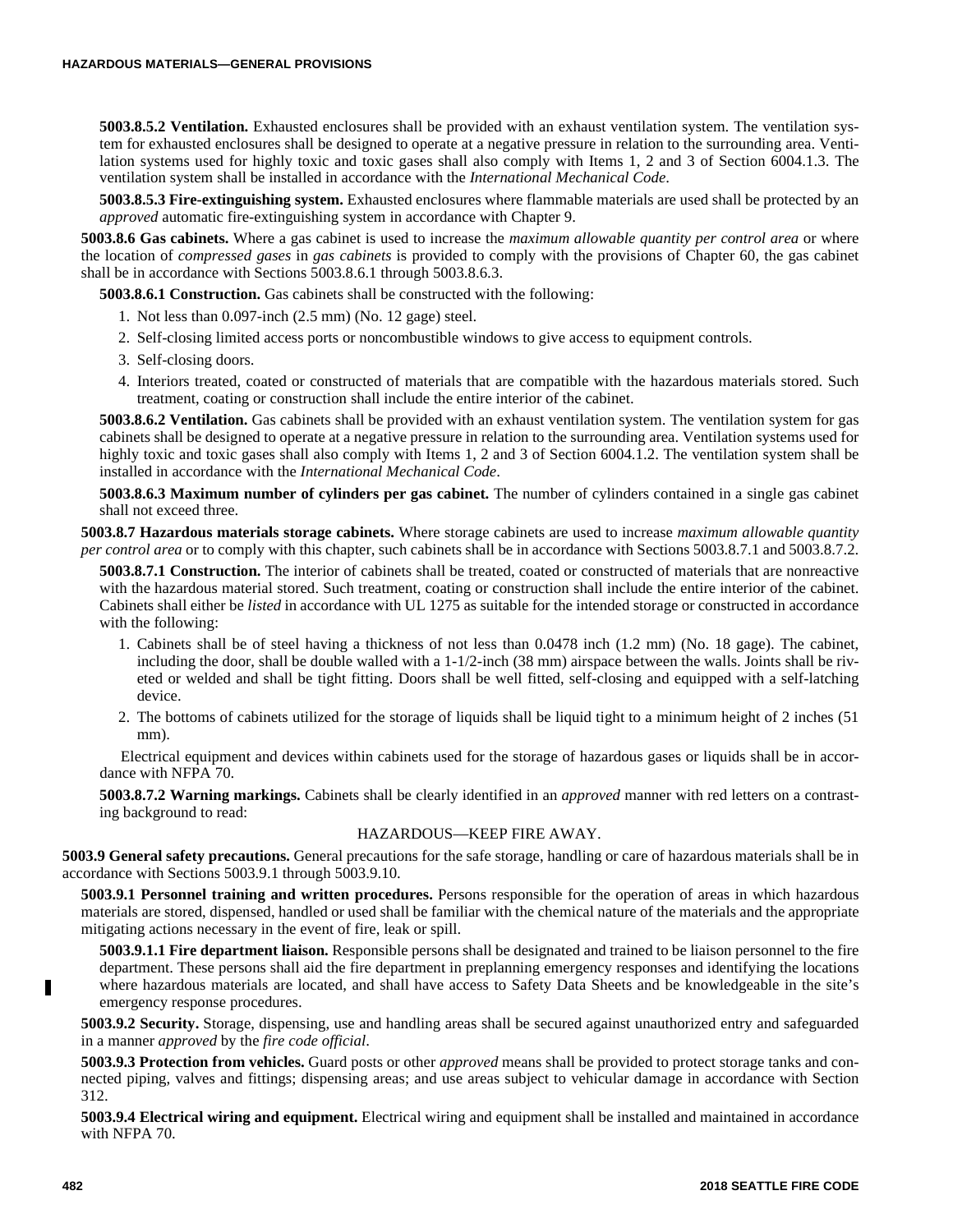**5003.8.5.2 Ventilation.** Exhausted enclosures shall be provided with an exhaust ventilation system. The ventilation system for exhausted enclosures shall be designed to operate at a negative pressure in relation to the surrounding area. Ventilation systems used for highly toxic and toxic gases shall also comply with Items 1, 2 and 3 of Section 6004.1.3. The ventilation system shall be installed in accordance with the *International Mechanical Code*.

**5003.8.5.3 Fire-extinguishing system.** Exhausted enclosures where flammable materials are used shall be protected by an *approved* automatic fire-extinguishing system in accordance with Chapter 9.

**5003.8.6 Gas cabinets.** Where a gas cabinet is used to increase the *maximum allowable quantity per control area* or where the location of *compressed gases* in *gas cabinets* is provided to comply with the provisions of Chapter 60, the gas cabinet shall be in accordance with Sections 5003.8.6.1 through 5003.8.6.3.

**5003.8.6.1 Construction.** Gas cabinets shall be constructed with the following:

1. Not less than 0.097-inch (2.5 mm) (No. 12 gage) steel.
2. Self-closing limited access ports or noncombustible windows to give access to equipment controls.
3. Self-closing doors.
4. Interiors treated, coated or constructed of materials that are compatible with the hazardous materials stored. Such treatment, coating or construction shall include the entire interior of the cabinet.

**5003.8.6.2 Ventilation.** Gas cabinets shall be provided with an exhaust ventilation system. The ventilation system for gas cabinets shall be designed to operate at a negative pressure in relation to the surrounding area. Ventilation systems used for highly toxic and toxic gases shall also comply with Items 1, 2 and 3 of Section 6004.1.2. The ventilation system shall be installed in accordance with the *International Mechanical Code*.

**5003.8.6.3 Maximum number of cylinders per gas cabinet.** The number of cylinders contained in a single gas cabinet shall not exceed three.

**5003.8.7 Hazardous materials storage cabinets.** Where storage cabinets are used to increase *maximum allowable quantity per control area* or to comply with this chapter, such cabinets shall be in accordance with Sections 5003.8.7.1 and 5003.8.7.2.

**5003.8.7.1 Construction.** The interior of cabinets shall be treated, coated or constructed of materials that are nonreactive with the hazardous material stored. Such treatment, coating or construction shall include the entire interior of the cabinet. Cabinets shall either be *listed* in accordance with UL 1275 as suitable for the intended storage or constructed in accordance with the following:

1. Cabinets shall be of steel having a thickness of not less than 0.0478 inch (1.2 mm) (No. 18 gage). The cabinet, including the door, shall be double walled with a 1-1/2-inch (38 mm) airspace between the walls. Joints shall be riveted or welded and shall be tight fitting. Doors shall be well fitted, self-closing and equipped with a self-latching device.
2. The bottoms of cabinets utilized for the storage of liquids shall be liquid tight to a minimum height of 2 inches (51 mm).

Electrical equipment and devices within cabinets used for the storage of hazardous gases or liquids shall be in accordance with NFPA 70.

**5003.8.7.2 Warning markings.** Cabinets shall be clearly identified in an *approved* manner with red letters on a contrasting background to read:

HAZARDOUS—KEEP FIRE AWAY.

**5003.9 General safety precautions.** General precautions for the safe storage, handling or care of hazardous materials shall be in accordance with Sections 5003.9.1 through 5003.9.10.

**5003.9.1 Personnel training and written procedures.** Persons responsible for the operation of areas in which hazardous materials are stored, dispensed, handled or used shall be familiar with the chemical nature of the materials and the appropriate mitigating actions necessary in the event of fire, leak or spill.

**5003.9.1.1 Fire department liaison.** Responsible persons shall be designated and trained to be liaison personnel to the fire department. These persons shall aid the fire department in preplanning emergency responses and identifying the locations where hazardous materials are located, and shall have access to Safety Data Sheets and be knowledgeable in the site's emergency response procedures.

**5003.9.2 Security.** Storage, dispensing, use and handling areas shall be secured against unauthorized entry and safeguarded in a manner *approved* by the *fire code official*.

**5003.9.3 Protection from vehicles.** Guard posts or other *approved* means shall be provided to protect storage tanks and connected piping, valves and fittings; dispensing areas; and use areas subject to vehicular damage in accordance with Section 312.

**5003.9.4 Electrical wiring and equipment.** Electrical wiring and equipment shall be installed and maintained in accordance with NFPA 70.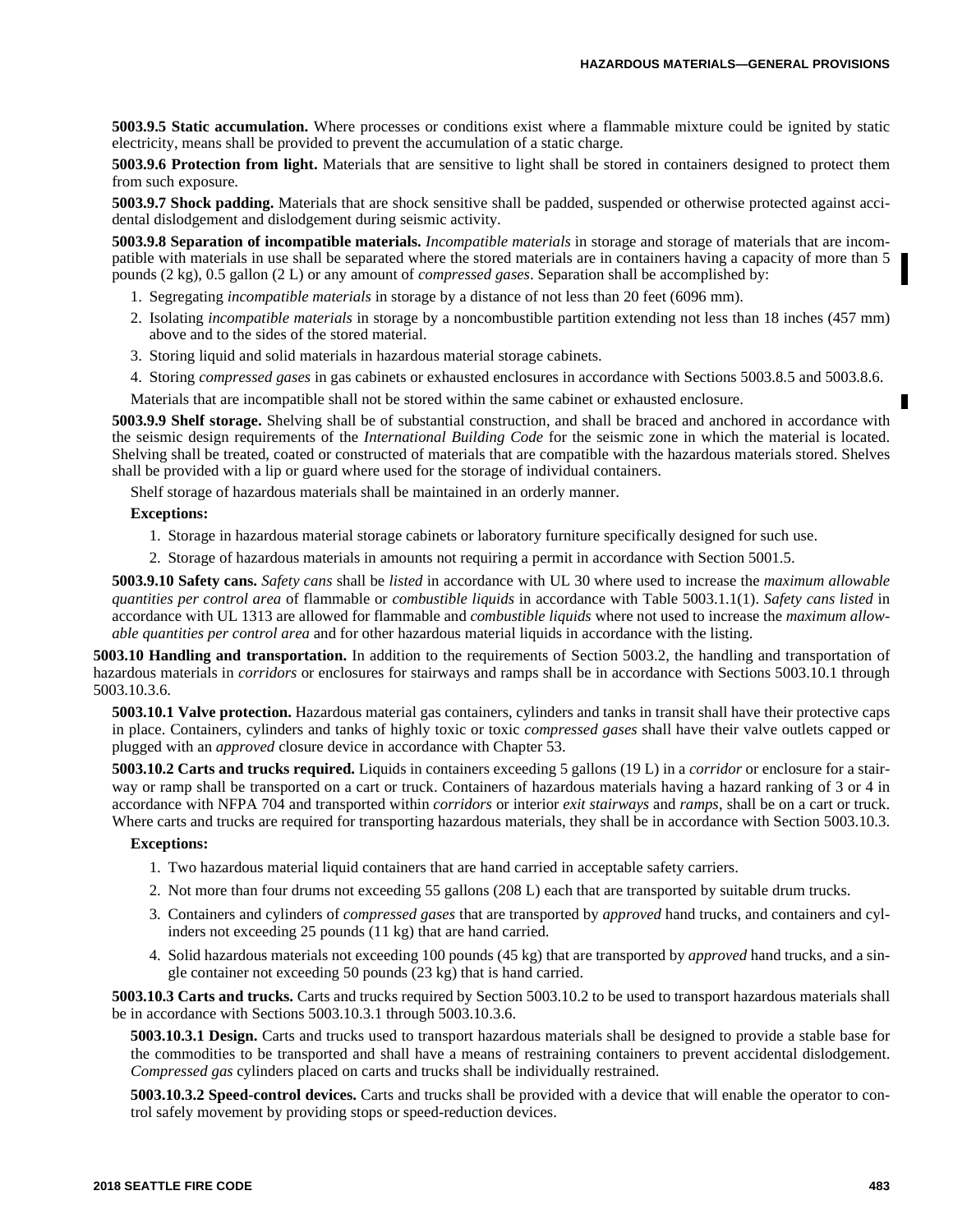**5003.9.5 Static accumulation.** Where processes or conditions exist where a flammable mixture could be ignited by static electricity, means shall be provided to prevent the accumulation of a static charge.

**5003.9.6 Protection from light.** Materials that are sensitive to light shall be stored in containers designed to protect them from such exposure.

**5003.9.7 Shock padding.** Materials that are shock sensitive shall be padded, suspended or otherwise protected against accidental dislodgement and dislodgement during seismic activity.

**5003.9.8 Separation of incompatible materials.** *Incompatible materials* in storage and storage of materials that are incompatible with materials in use shall be separated where the stored materials are in containers having a capacity of more than 5 pounds (2 kg), 0.5 gallon (2 L) or any amount of *compressed gases*. Separation shall be accomplished by:

1. Segregating *incompatible materials* in storage by a distance of not less than 20 feet (6096 mm).
2. Isolating *incompatible materials* in storage by a noncombustible partition extending not less than 18 inches (457 mm) above and to the sides of the stored material.
3. Storing liquid and solid materials in hazardous material storage cabinets.
4. Storing *compressed gases* in gas cabinets or exhausted enclosures in accordance with Sections 5003.8.5 and 5003.8.6.

Materials that are incompatible shall not be stored within the same cabinet or exhausted enclosure.

**5003.9.9 Shelf storage.** Shelving shall be of substantial construction, and shall be braced and anchored in accordance with the seismic design requirements of the *International Building Code* for the seismic zone in which the material is located. Shelving shall be treated, coated or constructed of materials that are compatible with the hazardous materials stored. Shelves shall be provided with a lip or guard where used for the storage of individual containers.

Shelf storage of hazardous materials shall be maintained in an orderly manner.

**Exceptions:**

1. Storage in hazardous material storage cabinets or laboratory furniture specifically designed for such use.
2. Storage of hazardous materials in amounts not requiring a permit in accordance with Section 5001.5.

**5003.9.10 Safety cans.** *Safety cans* shall be *listed* in accordance with UL 30 where used to increase the *maximum allowable quantities per control area* of flammable or *combustible liquids* in accordance with Table 5003.1.1(1). *Safety cans listed* in accordance with UL 1313 are allowed for flammable and *combustible liquids* where not used to increase the *maximum allowable quantities per control area* and for other hazardous material liquids in accordance with the listing.

**5003.10 Handling and transportation.** In addition to the requirements of Section 5003.2, the handling and transportation of hazardous materials in *corridors* or enclosures for stairways and ramps shall be in accordance with Sections 5003.10.1 through 5003.10.3.6.

**5003.10.1 Valve protection.** Hazardous material gas containers, cylinders and tanks in transit shall have their protective caps in place. Containers, cylinders and tanks of highly toxic or toxic *compressed gases* shall have their valve outlets capped or plugged with an *approved* closure device in accordance with Chapter 53.

**5003.10.2 Carts and trucks required.** Liquids in containers exceeding 5 gallons (19 L) in a *corridor* or enclosure for a stairway or ramp shall be transported on a cart or truck. Containers of hazardous materials having a hazard ranking of 3 or 4 in accordance with NFPA 704 and transported within *corridors* or interior *exit stairways* and *ramps*, shall be on a cart or truck. Where carts and trucks are required for transporting hazardous materials, they shall be in accordance with Section 5003.10.3.

**Exceptions:**

1. Two hazardous material liquid containers that are hand carried in acceptable safety carriers.
2. Not more than four drums not exceeding 55 gallons (208 L) each that are transported by suitable drum trucks.
3. Containers and cylinders of *compressed gases* that are transported by *approved* hand trucks, and containers and cylinders not exceeding 25 pounds (11 kg) that are hand carried.
4. Solid hazardous materials not exceeding 100 pounds (45 kg) that are transported by *approved* hand trucks, and a single container not exceeding 50 pounds (23 kg) that is hand carried.

**5003.10.3 Carts and trucks.** Carts and trucks required by Section 5003.10.2 to be used to transport hazardous materials shall be in accordance with Sections 5003.10.3.1 through 5003.10.3.6.

**5003.10.3.1 Design.** Carts and trucks used to transport hazardous materials shall be designed to provide a stable base for the commodities to be transported and shall have a means of restraining containers to prevent accidental dislodgement. *Compressed gas* cylinders placed on carts and trucks shall be individually restrained.

**5003.10.3.2 Speed-control devices.** Carts and trucks shall be provided with a device that will enable the operator to control safely movement by providing stops or speed-reduction devices.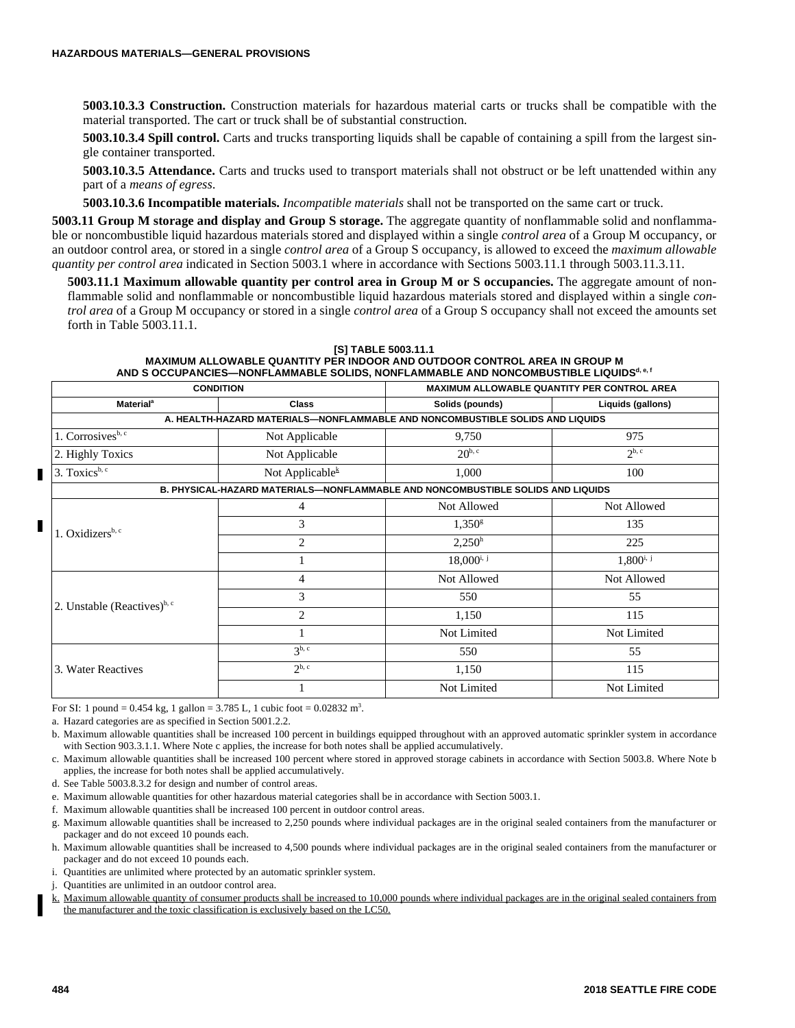**5003.10.3.3 Construction.** Construction materials for hazardous material carts or trucks shall be compatible with the material transported. The cart or truck shall be of substantial construction.

**5003.10.3.4 Spill control.** Carts and trucks transporting liquids shall be capable of containing a spill from the largest single container transported.

**5003.10.3.5 Attendance.** Carts and trucks used to transport materials shall not obstruct or be left unattended within any part of a *means of egress*.

**5003.10.3.6 Incompatible materials.** *Incompatible materials* shall not be transported on the same cart or truck.

**5003.11 Group M storage and display and Group S storage.** The aggregate quantity of nonflammable solid and nonflammable or noncombustible liquid hazardous materials stored and displayed within a single *control area* of a Group M occupancy, or an outdoor control area, or stored in a single *control area* of a Group S occupancy, is allowed to exceed the *maximum allowable quantity per control area* indicated in Section 5003.1 where in accordance with Sections 5003.11.1 through 5003.11.3.11.

**5003.11.1 Maximum allowable quantity per control area in Group M or S occupancies.** The aggregate amount of nonflammable solid and nonflammable or noncombustible liquid hazardous materials stored and displayed within a single *control area* of a Group M occupancy or stored in a single *control area* of a Group S occupancy shall not exceed the amounts set forth in Table 5003.11.1.

**[S] TABLE 5003.11.1**
**MAXIMUM ALLOWABLE QUANTITY PER INDOOR AND OUTDOOR CONTROL AREA IN GROUP M AND S OCCUPANCIES—NONFLAMMABLE SOLIDS, NONFLAMMABLE AND NONCOMBUSTIBLE LIQUIDS[d, e, f]**

| CONDITION | | MAXIMUM ALLOWABLE QUANTITY PER CONTROL AREA | |
|---|---|---|---|
| Material[a] | Class | Solids (pounds) | Liquids (gallons) |
| **A. HEALTH-HAZARD MATERIALS—NONFLAMMABLE AND NONCOMBUSTIBLE SOLIDS AND LIQUIDS** | | | |
| 1. Corrosives[b, c] | Not Applicable | 9,750 | 975 |
| 2. Highly Toxics | Not Applicable | 20[b, c] | 2[b, c] |
| 3. Toxics[b, c] | Not Applicable[k] | 1,000 | 100 |
| **B. PHYSICAL-HAZARD MATERIALS—NONFLAMMABLE AND NONCOMBUSTIBLE SOLIDS AND LIQUIDS** | | | |
| 1. Oxidizers[b, c] | 4 | Not Allowed | Not Allowed |
| | 3 | 1,350[g] | 135 |
| | 2 | 2,250[h] | 225 |
| | 1 | 18,000[i, j] | 1,800[i, j] |
| 2. Unstable (Reactives)[b, c] | 4 | Not Allowed | Not Allowed |
| | 3 | 550 | 55 |
| | 2 | 1,150 | 115 |
| | 1 | Not Limited | Not Limited |
| 3. Water Reactives | 3[b, c] | 550 | 55 |
| | 2[b, c] | 1,150 | 115 |
| | 1 | Not Limited | Not Limited |

For SI: 1 pound = 0.454 kg, 1 gallon = 3.785 L, 1 cubic foot = 0.02832 $m^3$.

a. Hazard categories are as specified in Section 5001.2.2.

b. Maximum allowable quantities shall be increased 100 percent in buildings equipped throughout with an approved automatic sprinkler system in accordance with Section 903.3.1.1. Where Note c applies, the increase for both notes shall be applied accumulatively.

c. Maximum allowable quantities shall be increased 100 percent where stored in approved storage cabinets in accordance with Section 5003.8. Where Note b applies, the increase for both notes shall be applied accumulatively.

d. See Table 5003.8.3.2 for design and number of control areas.

e. Maximum allowable quantities for other hazardous material categories shall be in accordance with Section 5003.1.

f. Maximum allowable quantities shall be increased 100 percent in outdoor control areas.

g. Maximum allowable quantities shall be increased to 2,250 pounds where individual packages are in the original sealed containers from the manufacturer or packager and do not exceed 10 pounds each.

h. Maximum allowable quantities shall be increased to 4,500 pounds where individual packages are in the original sealed containers from the manufacturer or packager and do not exceed 10 pounds each.

i. Quantities are unlimited where protected by an automatic sprinkler system.

j. Quantities are unlimited in an outdoor control area.

k. Maximum allowable quantity of consumer products shall be increased to 10,000 pounds where individual packages are in the original sealed containers from the manufacturer and the toxic classification is exclusively based on the LC50.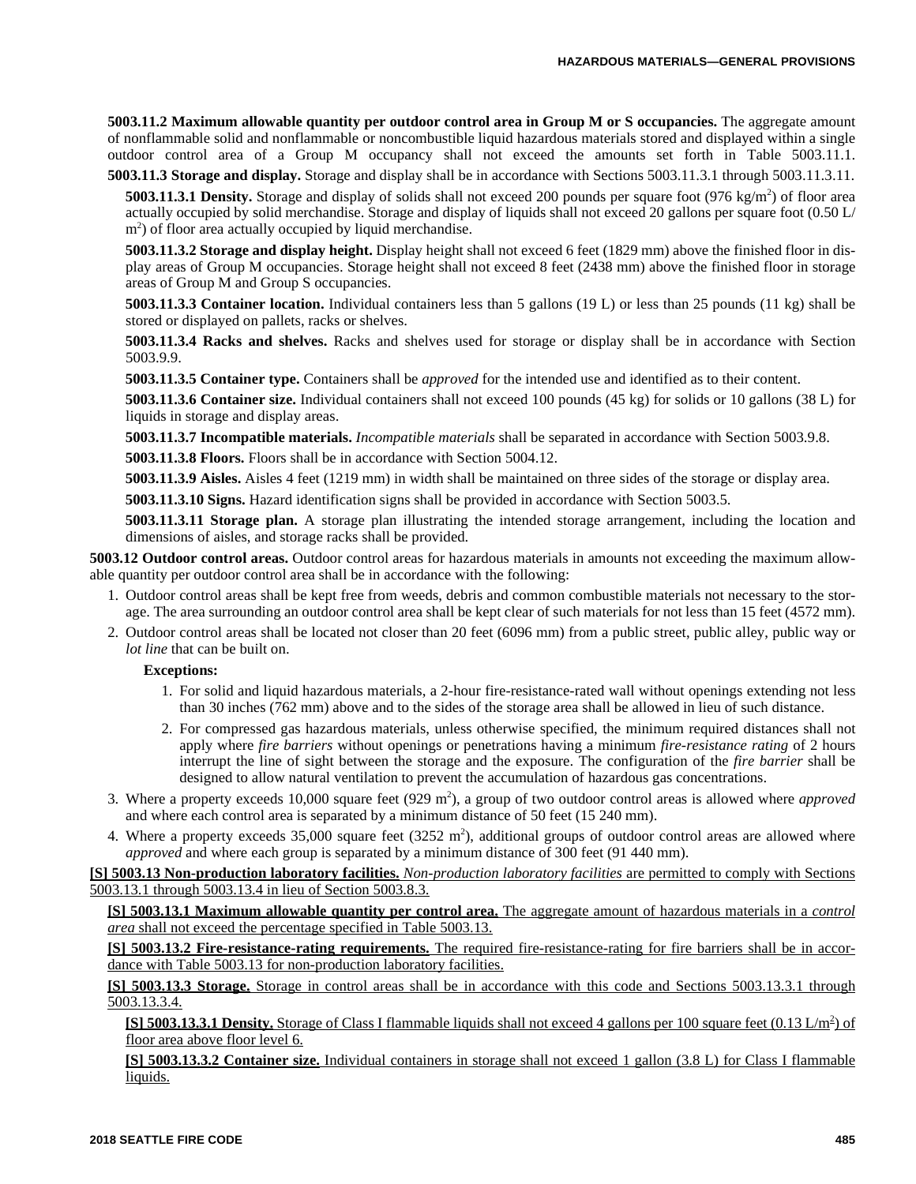**5003.11.2 Maximum allowable quantity per outdoor control area in Group M or S occupancies.** The aggregate amount of nonflammable solid and nonflammable or noncombustible liquid hazardous materials stored and displayed within a single outdoor control area of a Group M occupancy shall not exceed the amounts set forth in Table 5003.11.1.

**5003.11.3 Storage and display.** Storage and display shall be in accordance with Sections 5003.11.3.1 through 5003.11.3.11.

**5003.11.3.1 Density.** Storage and display of solids shall not exceed 200 pounds per square foot (976 kg/$m^2$) of floor area actually occupied by solid merchandise. Storage and display of liquids shall not exceed 20 gallons per square foot (0.50 L/$m^2$) of floor area actually occupied by liquid merchandise.

**5003.11.3.2 Storage and display height.** Display height shall not exceed 6 feet (1829 mm) above the finished floor in display areas of Group M occupancies. Storage height shall not exceed 8 feet (2438 mm) above the finished floor in storage areas of Group M and Group S occupancies.

**5003.11.3.3 Container location.** Individual containers less than 5 gallons (19 L) or less than 25 pounds (11 kg) shall be stored or displayed on pallets, racks or shelves.

**5003.11.3.4 Racks and shelves.** Racks and shelves used for storage or display shall be in accordance with Section 5003.9.9.

**5003.11.3.5 Container type.** Containers shall be *approved* for the intended use and identified as to their content.

**5003.11.3.6 Container size.** Individual containers shall not exceed 100 pounds (45 kg) for solids or 10 gallons (38 L) for liquids in storage and display areas.

**5003.11.3.7 Incompatible materials.** *Incompatible materials* shall be separated in accordance with Section 5003.9.8.

**5003.11.3.8 Floors.** Floors shall be in accordance with Section 5004.12.

**5003.11.3.9 Aisles.** Aisles 4 feet (1219 mm) in width shall be maintained on three sides of the storage or display area.

**5003.11.3.10 Signs.** Hazard identification signs shall be provided in accordance with Section 5003.5.

**5003.11.3.11 Storage plan.** A storage plan illustrating the intended storage arrangement, including the location and dimensions of aisles, and storage racks shall be provided.

**5003.12 Outdoor control areas.** Outdoor control areas for hazardous materials in amounts not exceeding the maximum allowable quantity per outdoor control area shall be in accordance with the following:

1. Outdoor control areas shall be kept free from weeds, debris and common combustible materials not necessary to the storage. The area surrounding an outdoor control area shall be kept clear of such materials for not less than 15 feet (4572 mm).
2. Outdoor control areas shall be located not closer than 20 feet (6096 mm) from a public street, public alley, public way or *lot line* that can be built on.

   **Exceptions:**

   1. For solid and liquid hazardous materials, a 2-hour fire-resistance-rated wall without openings extending not less than 30 inches (762 mm) above and to the sides of the storage area shall be allowed in lieu of such distance.
   2. For compressed gas hazardous materials, unless otherwise specified, the minimum required distances shall not apply where *fire barriers* without openings or penetrations having a minimum *fire-resistance rating* of 2 hours interrupt the line of sight between the storage and the exposure. The configuration of the *fire barrier* shall be designed to allow natural ventilation to prevent the accumulation of hazardous gas concentrations.
3. Where a property exceeds 10,000 square feet (929 $m^2$), a group of two outdoor control areas is allowed where *approved* and where each control area is separated by a minimum distance of 50 feet (15 240 mm).
4. Where a property exceeds 35,000 square feet (3252 $m^2$), additional groups of outdoor control areas are allowed where *approved* and where each group is separated by a minimum distance of 300 feet (91 440 mm).

**[S] 5003.13 Non-production laboratory facilities.** *Non-production laboratory facilities* are permitted to comply with Sections 5003.13.1 through 5003.13.4 in lieu of Section 5003.8.3.

**[S] 5003.13.1 Maximum allowable quantity per control area.** The aggregate amount of hazardous materials in a *control area* shall not exceed the percentage specified in Table 5003.13.

**[S] 5003.13.2 Fire-resistance-rating requirements.** The required fire-resistance-rating for fire barriers shall be in accordance with Table 5003.13 for non-production laboratory facilities.

**[S] 5003.13.3 Storage.** Storage in control areas shall be in accordance with this code and Sections 5003.13.3.1 through 5003.13.3.4.

**[S] 5003.13.3.1 Density.** Storage of Class I flammable liquids shall not exceed 4 gallons per 100 square feet (0.13 L/$m^2$) of floor area above floor level 6.

**[S] 5003.13.3.2 Container size.** Individual containers in storage shall not exceed 1 gallon (3.8 L) for Class I flammable liquids.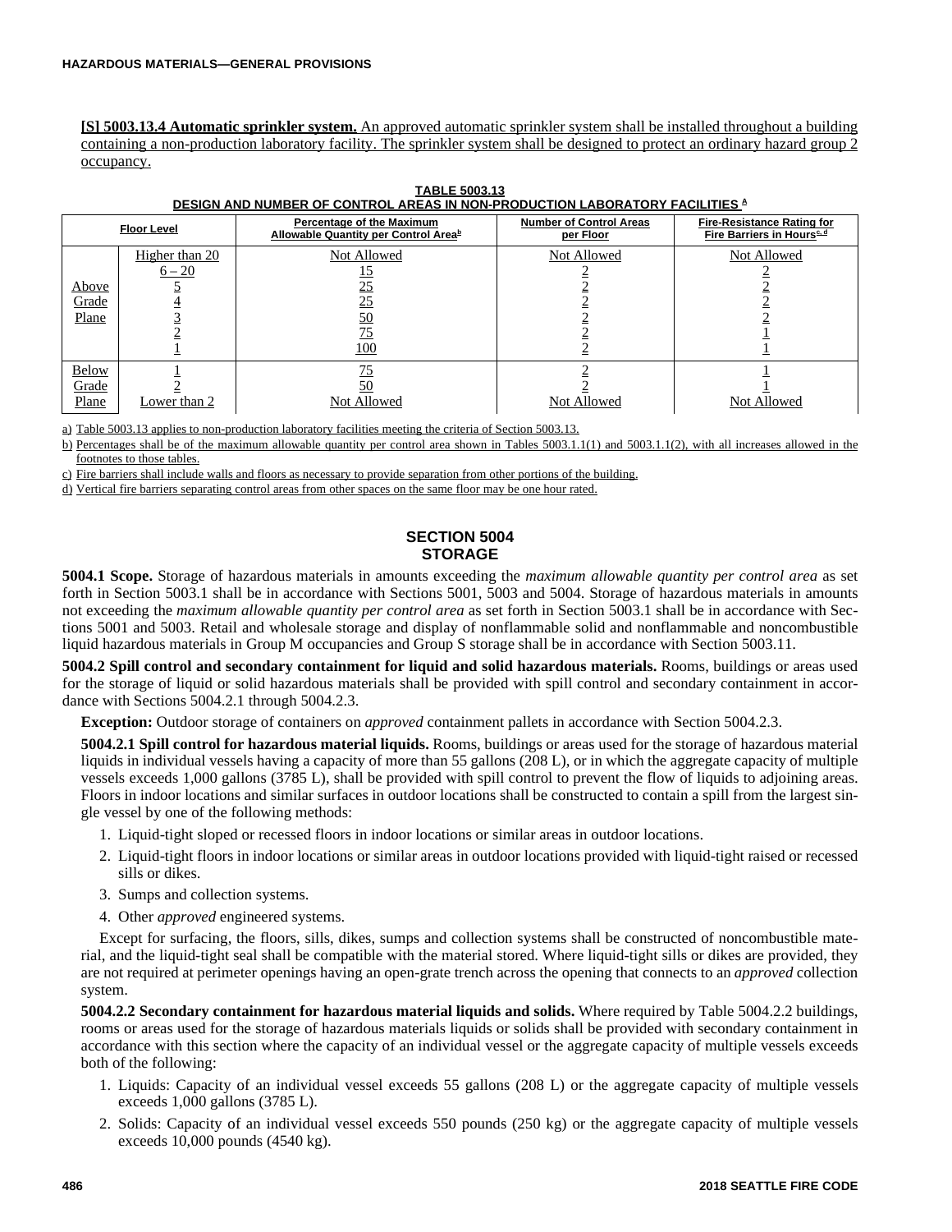**[S] 5003.13.4 Automatic sprinkler system.** An approved automatic sprinkler system shall be installed throughout a building containing a non-production laboratory facility. The sprinkler system shall be designed to protect an ordinary hazard group 2 occupancy.

**TABLE 5003.13**
**DESIGN AND NUMBER OF CONTROL AREAS IN NON-PRODUCTION LABORATORY FACILITIES [a]**

| Floor Level | | Percentage of the Maximum Allowable Quantity per Control Area[b] | Number of Control Areas per Floor | Fire-Resistance Rating for Fire Barriers in Hours[c, d] |
|---|---|---|---|---|
| Above Grade Plane | Higher than 20 | Not Allowed | Not Allowed | Not Allowed |
| | 6 – 20 | 15 | 2 | 2 |
| | 5 | 25 | 2 | 2 |
| | 4 | 25 | 2 | 2 |
| | 3 | 50 | 2 | 2 |
| | 2 | 75 | 2 | 1 |
| | 1 | 100 | 2 | 1 |
| Below Grade Plane | 1 | 75 | 2 | 1 |
| | 2 | 50 | 2 | 1 |
| | Lower than 2 | Not Allowed | Not Allowed | Not Allowed |

a) Table 5003.13 applies to non-production laboratory facilities meeting the criteria of Section 5003.13.

b) Percentages shall be of the maximum allowable quantity per control area shown in Tables 5003.1.1(1) and 5003.1.1(2), with all increases allowed in the footnotes to those tables.

c) Fire barriers shall include walls and floors as necessary to provide separation from other portions of the building.

d) Vertical fire barriers separating control areas from other spaces on the same floor may be one hour rated.

## SECTION 5004
## STORAGE

**5004.1 Scope.** Storage of hazardous materials in amounts exceeding the *maximum allowable quantity per control area* as set forth in Section 5003.1 shall be in accordance with Sections 5001, 5003 and 5004. Storage of hazardous materials in amounts not exceeding the *maximum allowable quantity per control area* as set forth in Section 5003.1 shall be in accordance with Sections 5001 and 5003. Retail and wholesale storage and display of nonflammable solid and nonflammable and noncombustible liquid hazardous materials in Group M occupancies and Group S storage shall be in accordance with Section 5003.11.

**5004.2 Spill control and secondary containment for liquid and solid hazardous materials.** Rooms, buildings or areas used for the storage of liquid or solid hazardous materials shall be provided with spill control and secondary containment in accordance with Sections 5004.2.1 through 5004.2.3.

**Exception:** Outdoor storage of containers on *approved* containment pallets in accordance with Section 5004.2.3.

**5004.2.1 Spill control for hazardous material liquids.** Rooms, buildings or areas used for the storage of hazardous material liquids in individual vessels having a capacity of more than 55 gallons (208 L), or in which the aggregate capacity of multiple vessels exceeds 1,000 gallons (3785 L), shall be provided with spill control to prevent the flow of liquids to adjoining areas. Floors in indoor locations and similar surfaces in outdoor locations shall be constructed to contain a spill from the largest single vessel by one of the following methods:

1. Liquid-tight sloped or recessed floors in indoor locations or similar areas in outdoor locations.
2. Liquid-tight floors in indoor locations or similar areas in outdoor locations provided with liquid-tight raised or recessed sills or dikes.
3. Sumps and collection systems.
4. Other *approved* engineered systems.

Except for surfacing, the floors, sills, dikes, sumps and collection systems shall be constructed of noncombustible material, and the liquid-tight seal shall be compatible with the material stored. Where liquid-tight sills or dikes are provided, they are not required at perimeter openings having an open-grate trench across the opening that connects to an *approved* collection system.

**5004.2.2 Secondary containment for hazardous material liquids and solids.** Where required by Table 5004.2.2 buildings, rooms or areas used for the storage of hazardous materials liquids or solids shall be provided with secondary containment in accordance with this section where the capacity of an individual vessel or the aggregate capacity of multiple vessels exceeds both of the following:

1. Liquids: Capacity of an individual vessel exceeds 55 gallons (208 L) or the aggregate capacity of multiple vessels exceeds 1,000 gallons (3785 L).
2. Solids: Capacity of an individual vessel exceeds 550 pounds (250 kg) or the aggregate capacity of multiple vessels exceeds 10,000 pounds (4540 kg).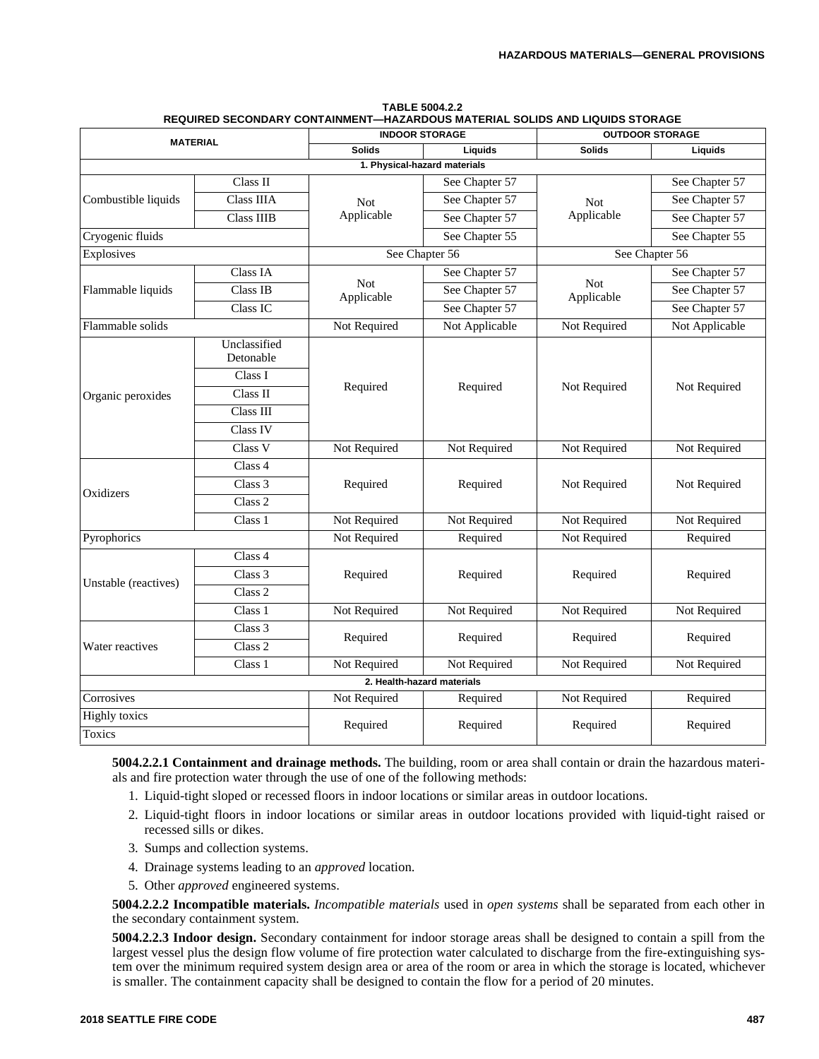**TABLE 5004.2.2**
**REQUIRED SECONDARY CONTAINMENT—HAZARDOUS MATERIAL SOLIDS AND LIQUIDS STORAGE**

| MATERIAL | | INDOOR STORAGE | | OUTDOOR STORAGE | |
|---|---|---|---|---|---|
| | | Solids | Liquids | Solids | Liquids |
| **1. Physical-hazard materials** | | | | | |
| Combustible liquids | Class II | Not Applicable | See Chapter 57 | Not Applicable | See Chapter 57 |
| | Class IIIA | | See Chapter 57 | | See Chapter 57 |
| | Class IIIB | | See Chapter 57 | | See Chapter 57 |
| Cryogenic fluids | | | See Chapter 55 | | See Chapter 55 |
| Explosives | | See Chapter 56 | | See Chapter 56 | |
| Flammable liquids | Class IA | Not Applicable | See Chapter 57 | Not Applicable | See Chapter 57 |
| | Class IB | | See Chapter 57 | | See Chapter 57 |
| | Class IC | | See Chapter 57 | | See Chapter 57 |
| Flammable solids | | Not Required | Not Applicable | Not Required | Not Applicable |
| Organic peroxides | Unclassified Detonable | Required | Required | Not Required | Not Required |
| | Class I | | | | |
| | Class II | | | | |
| | Class III | | | | |
| | Class IV | | | | |
| | Class V | Not Required | Not Required | Not Required | Not Required |
| Oxidizers | Class 4 | Required | Required | Not Required | Not Required |
| | Class 3 | | | | |
| | Class 2 | | | | |
| | Class 1 | Not Required | Not Required | Not Required | Not Required |
| Pyrophorics | | Not Required | Required | Not Required | Required |
| Unstable (reactives) | Class 4 | Required | Required | Required | Required |
| | Class 3 | | | | |
| | Class 2 | | | | |
| | Class 1 | Not Required | Not Required | Not Required | Not Required |
| Water reactives | Class 3 | Required | Required | Required | Required |
| | Class 2 | | | | |
| | Class 1 | Not Required | Not Required | Not Required | Not Required |
| **2. Health-hazard materials** | | | | | |
| Corrosives | | Not Required | Required | Not Required | Required |
| Highly toxics | | Required | Required | Required | Required |
| Toxics | | | | | |

**5004.2.2.1 Containment and drainage methods.** The building, room or area shall contain or drain the hazardous materials and fire protection water through the use of one of the following methods:

1. Liquid-tight sloped or recessed floors in indoor locations or similar areas in outdoor locations.
2. Liquid-tight floors in indoor locations or similar areas in outdoor locations provided with liquid-tight raised or recessed sills or dikes.
3. Sumps and collection systems.
4. Drainage systems leading to an *approved* location.
5. Other *approved* engineered systems.

**5004.2.2.2 Incompatible materials.** *Incompatible materials* used in *open systems* shall be separated from each other in the secondary containment system.

**5004.2.2.3 Indoor design.** Secondary containment for indoor storage areas shall be designed to contain a spill from the largest vessel plus the design flow volume of fire protection water calculated to discharge from the fire-extinguishing system over the minimum required system design area or area of the room or area in which the storage is located, whichever is smaller. The containment capacity shall be designed to contain the flow for a period of 20 minutes.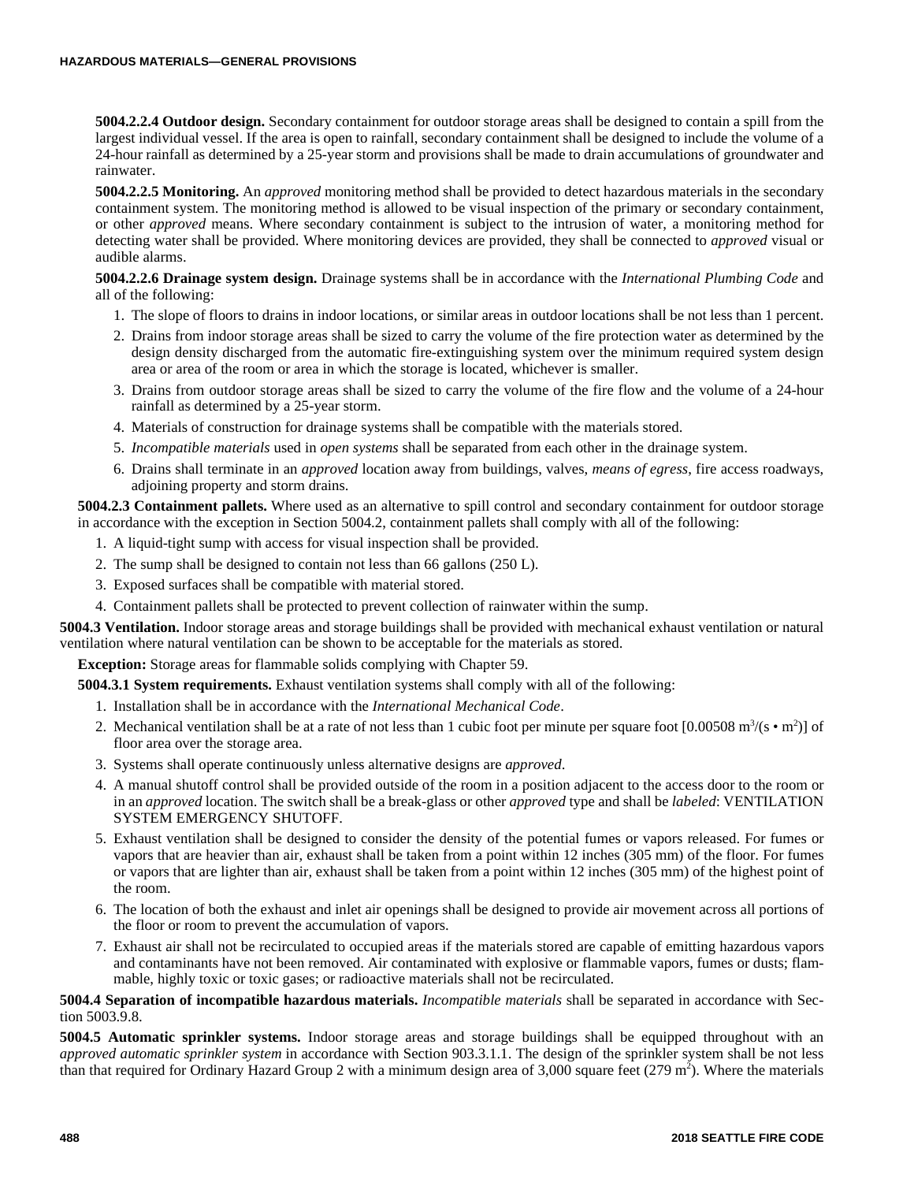**5004.2.2.4 Outdoor design.** Secondary containment for outdoor storage areas shall be designed to contain a spill from the largest individual vessel. If the area is open to rainfall, secondary containment shall be designed to include the volume of a 24-hour rainfall as determined by a 25-year storm and provisions shall be made to drain accumulations of groundwater and rainwater.

**5004.2.2.5 Monitoring.** An *approved* monitoring method shall be provided to detect hazardous materials in the secondary containment system. The monitoring method is allowed to be visual inspection of the primary or secondary containment, or other *approved* means. Where secondary containment is subject to the intrusion of water, a monitoring method for detecting water shall be provided. Where monitoring devices are provided, they shall be connected to *approved* visual or audible alarms.

**5004.2.2.6 Drainage system design.** Drainage systems shall be in accordance with the *International Plumbing Code* and all of the following:

1. The slope of floors to drains in indoor locations, or similar areas in outdoor locations shall be not less than 1 percent.
2. Drains from indoor storage areas shall be sized to carry the volume of the fire protection water as determined by the design density discharged from the automatic fire-extinguishing system over the minimum required system design area or area of the room or area in which the storage is located, whichever is smaller.
3. Drains from outdoor storage areas shall be sized to carry the volume of the fire flow and the volume of a 24-hour rainfall as determined by a 25-year storm.
4. Materials of construction for drainage systems shall be compatible with the materials stored.
5. *Incompatible materials* used in *open systems* shall be separated from each other in the drainage system.
6. Drains shall terminate in an *approved* location away from buildings, valves, *means of egress*, fire access roadways, adjoining property and storm drains.

**5004.2.3 Containment pallets.** Where used as an alternative to spill control and secondary containment for outdoor storage in accordance with the exception in Section 5004.2, containment pallets shall comply with all of the following:

1. A liquid-tight sump with access for visual inspection shall be provided.
2. The sump shall be designed to contain not less than 66 gallons (250 L).
3. Exposed surfaces shall be compatible with material stored.
4. Containment pallets shall be protected to prevent collection of rainwater within the sump.

**5004.3 Ventilation.** Indoor storage areas and storage buildings shall be provided with mechanical exhaust ventilation or natural ventilation where natural ventilation can be shown to be acceptable for the materials as stored.

**Exception:** Storage areas for flammable solids complying with Chapter 59.

**5004.3.1 System requirements.** Exhaust ventilation systems shall comply with all of the following:

1. Installation shall be in accordance with the *International Mechanical Code*.
2. Mechanical ventilation shall be at a rate of not less than 1 cubic foot per minute per square foot [$0.00508 \text{ m}^3/(\text{s} \cdot \text{m}^2)$] of floor area over the storage area.
3. Systems shall operate continuously unless alternative designs are *approved*.
4. A manual shutoff control shall be provided outside of the room in a position adjacent to the access door to the room or in an *approved* location. The switch shall be a break-glass or other *approved* type and shall be *labeled*: VENTILATION SYSTEM EMERGENCY SHUTOFF.
5. Exhaust ventilation shall be designed to consider the density of the potential fumes or vapors released. For fumes or vapors that are heavier than air, exhaust shall be taken from a point within 12 inches (305 mm) of the floor. For fumes or vapors that are lighter than air, exhaust shall be taken from a point within 12 inches (305 mm) of the highest point of the room.
6. The location of both the exhaust and inlet air openings shall be designed to provide air movement across all portions of the floor or room to prevent the accumulation of vapors.
7. Exhaust air shall not be recirculated to occupied areas if the materials stored are capable of emitting hazardous vapors and contaminants have not been removed. Air contaminated with explosive or flammable vapors, fumes or dusts; flammable, highly toxic or toxic gases; or radioactive materials shall not be recirculated.

**5004.4 Separation of incompatible hazardous materials.** *Incompatible materials* shall be separated in accordance with Section 5003.9.8.

**5004.5 Automatic sprinkler systems.** Indoor storage areas and storage buildings shall be equipped throughout with an *approved automatic sprinkler system* in accordance with Section 903.3.1.1. The design of the sprinkler system shall be not less than that required for Ordinary Hazard Group 2 with a minimum design area of 3,000 square feet (279 $\text{m}^2$). Where the materials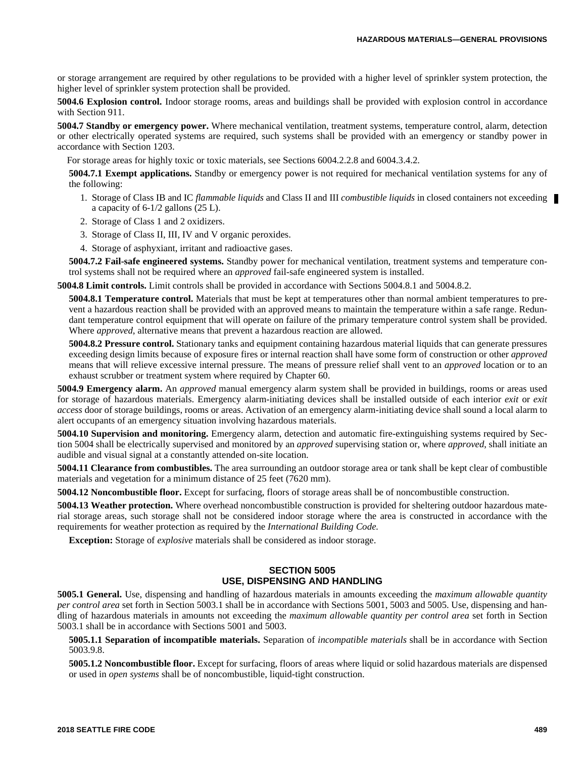or storage arrangement are required by other regulations to be provided with a higher level of sprinkler system protection, the higher level of sprinkler system protection shall be provided.

**5004.6 Explosion control.** Indoor storage rooms, areas and buildings shall be provided with explosion control in accordance with Section 911.

**5004.7 Standby or emergency power.** Where mechanical ventilation, treatment systems, temperature control, alarm, detection or other electrically operated systems are required, such systems shall be provided with an emergency or standby power in accordance with Section 1203.

For storage areas for highly toxic or toxic materials, see Sections 6004.2.2.8 and 6004.3.4.2.

**5004.7.1 Exempt applications.** Standby or emergency power is not required for mechanical ventilation systems for any of the following:

1. Storage of Class IB and IC *flammable liquids* and Class II and III *combustible liquids* in closed containers not exceeding a capacity of 6-1/2 gallons (25 L).
2. Storage of Class 1 and 2 oxidizers.
3. Storage of Class II, III, IV and V organic peroxides.
4. Storage of asphyxiant, irritant and radioactive gases.

**5004.7.2 Fail-safe engineered systems.** Standby power for mechanical ventilation, treatment systems and temperature control systems shall not be required where an *approved* fail-safe engineered system is installed.

**5004.8 Limit controls.** Limit controls shall be provided in accordance with Sections 5004.8.1 and 5004.8.2.

**5004.8.1 Temperature control.** Materials that must be kept at temperatures other than normal ambient temperatures to prevent a hazardous reaction shall be provided with an approved means to maintain the temperature within a safe range. Redundant temperature control equipment that will operate on failure of the primary temperature control system shall be provided. Where *approved*, alternative means that prevent a hazardous reaction are allowed.

**5004.8.2 Pressure control.** Stationary tanks and equipment containing hazardous material liquids that can generate pressures exceeding design limits because of exposure fires or internal reaction shall have some form of construction or other *approved* means that will relieve excessive internal pressure. The means of pressure relief shall vent to an *approved* location or to an exhaust scrubber or treatment system where required by Chapter 60.

**5004.9 Emergency alarm.** An *approved* manual emergency alarm system shall be provided in buildings, rooms or areas used for storage of hazardous materials. Emergency alarm-initiating devices shall be installed outside of each interior *exit* or *exit access* door of storage buildings, rooms or areas. Activation of an emergency alarm-initiating device shall sound a local alarm to alert occupants of an emergency situation involving hazardous materials.

**5004.10 Supervision and monitoring.** Emergency alarm, detection and automatic fire-extinguishing systems required by Section 5004 shall be electrically supervised and monitored by an *approved* supervising station or, where *approved*, shall initiate an audible and visual signal at a constantly attended on-site location.

**5004.11 Clearance from combustibles.** The area surrounding an outdoor storage area or tank shall be kept clear of combustible materials and vegetation for a minimum distance of 25 feet (7620 mm).

**5004.12 Noncombustible floor.** Except for surfacing, floors of storage areas shall be of noncombustible construction.

**5004.13 Weather protection.** Where overhead noncombustible construction is provided for sheltering outdoor hazardous material storage areas, such storage shall not be considered indoor storage where the area is constructed in accordance with the requirements for weather protection as required by the *International Building Code.*

**Exception:** Storage of *explosive* materials shall be considered as indoor storage.

## SECTION 5005
## USE, DISPENSING AND HANDLING

**5005.1 General.** Use, dispensing and handling of hazardous materials in amounts exceeding the *maximum allowable quantity per control area* set forth in Section 5003.1 shall be in accordance with Sections 5001, 5003 and 5005. Use, dispensing and handling of hazardous materials in amounts not exceeding the *maximum allowable quantity per control area* set forth in Section 5003.1 shall be in accordance with Sections 5001 and 5003.

**5005.1.1 Separation of incompatible materials.** Separation of *incompatible materials* shall be in accordance with Section 5003.9.8.

**5005.1.2 Noncombustible floor.** Except for surfacing, floors of areas where liquid or solid hazardous materials are dispensed or used in *open systems* shall be of noncombustible, liquid-tight construction.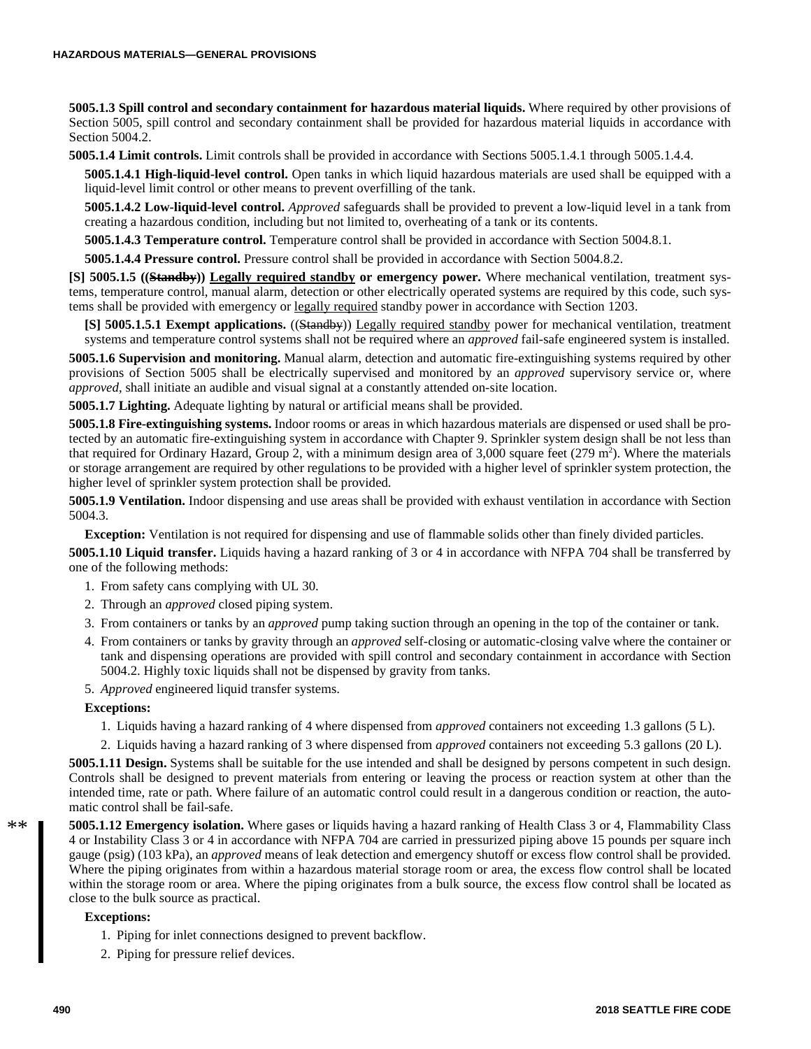**5005.1.3 Spill control and secondary containment for hazardous material liquids.** Where required by other provisions of Section 5005, spill control and secondary containment shall be provided for hazardous material liquids in accordance with Section 5004.2.

**5005.1.4 Limit controls.** Limit controls shall be provided in accordance with Sections 5005.1.4.1 through 5005.1.4.4.

**5005.1.4.1 High-liquid-level control.** Open tanks in which liquid hazardous materials are used shall be equipped with a liquid-level limit control or other means to prevent overfilling of the tank.

**5005.1.4.2 Low-liquid-level control.** *Approved* safeguards shall be provided to prevent a low-liquid level in a tank from creating a hazardous condition, including but not limited to, overheating of a tank or its contents.

**5005.1.4.3 Temperature control.** Temperature control shall be provided in accordance with Section 5004.8.1.

**5005.1.4.4 Pressure control.** Pressure control shall be provided in accordance with Section 5004.8.2.

**[S] 5005.1.5 ((~~Standby~~)) <u>Legally required standby</u> or emergency power.** Where mechanical ventilation, treatment systems, temperature control, manual alarm, detection or other electrically operated systems are required by this code, such systems shall be provided with emergency or <u>legally required</u> standby power in accordance with Section 1203.

**[S] 5005.1.5.1 Exempt applications.** ((~~Standby~~)) <u>Legally required standby</u> power for mechanical ventilation, treatment systems and temperature control systems shall not be required where an *approved* fail-safe engineered system is installed.

**5005.1.6 Supervision and monitoring.** Manual alarm, detection and automatic fire-extinguishing systems required by other provisions of Section 5005 shall be electrically supervised and monitored by an *approved* supervisory service or, where *approved*, shall initiate an audible and visual signal at a constantly attended on-site location.

**5005.1.7 Lighting.** Adequate lighting by natural or artificial means shall be provided.

**5005.1.8 Fire-extinguishing systems.** Indoor rooms or areas in which hazardous materials are dispensed or used shall be protected by an automatic fire-extinguishing system in accordance with Chapter 9. Sprinkler system design shall be not less than that required for Ordinary Hazard, Group 2, with a minimum design area of 3,000 square feet (279 $m^2$). Where the materials or storage arrangement are required by other regulations to be provided with a higher level of sprinkler system protection, the higher level of sprinkler system protection shall be provided.

**5005.1.9 Ventilation.** Indoor dispensing and use areas shall be provided with exhaust ventilation in accordance with Section 5004.3.

**Exception:** Ventilation is not required for dispensing and use of flammable solids other than finely divided particles.

**5005.1.10 Liquid transfer.** Liquids having a hazard ranking of 3 or 4 in accordance with NFPA 704 shall be transferred by one of the following methods:

1. From safety cans complying with UL 30.
2. Through an *approved* closed piping system.
3. From containers or tanks by an *approved* pump taking suction through an opening in the top of the container or tank.
4. From containers or tanks by gravity through an *approved* self-closing or automatic-closing valve where the container or tank and dispensing operations are provided with spill control and secondary containment in accordance with Section 5004.2. Highly toxic liquids shall not be dispensed by gravity from tanks.
5. *Approved* engineered liquid transfer systems.

**Exceptions:**

1. Liquids having a hazard ranking of 4 where dispensed from *approved* containers not exceeding 1.3 gallons (5 L).
2. Liquids having a hazard ranking of 3 where dispensed from *approved* containers not exceeding 5.3 gallons (20 L).

**5005.1.11 Design.** Systems shall be suitable for the use intended and shall be designed by persons competent in such design. Controls shall be designed to prevent materials from entering or leaving the process or reaction system at other than the intended time, rate or path. Where failure of an automatic control could result in a dangerous condition or reaction, the automatic control shall be fail-safe.

**5005.1.12 Emergency isolation.** Where gases or liquids having a hazard ranking of Health Class 3 or 4, Flammability Class 4 or Instability Class 3 or 4 in accordance with NFPA 704 are carried in pressurized piping above 15 pounds per square inch gauge (psig) (103 kPa), an *approved* means of leak detection and emergency shutoff or excess flow control shall be provided. Where the piping originates from within a hazardous material storage room or area, the excess flow control shall be located within the storage room or area. Where the piping originates from a bulk source, the excess flow control shall be located as close to the bulk source as practical.

**Exceptions:**

1. Piping for inlet connections designed to prevent backflow.
2. Piping for pressure relief devices.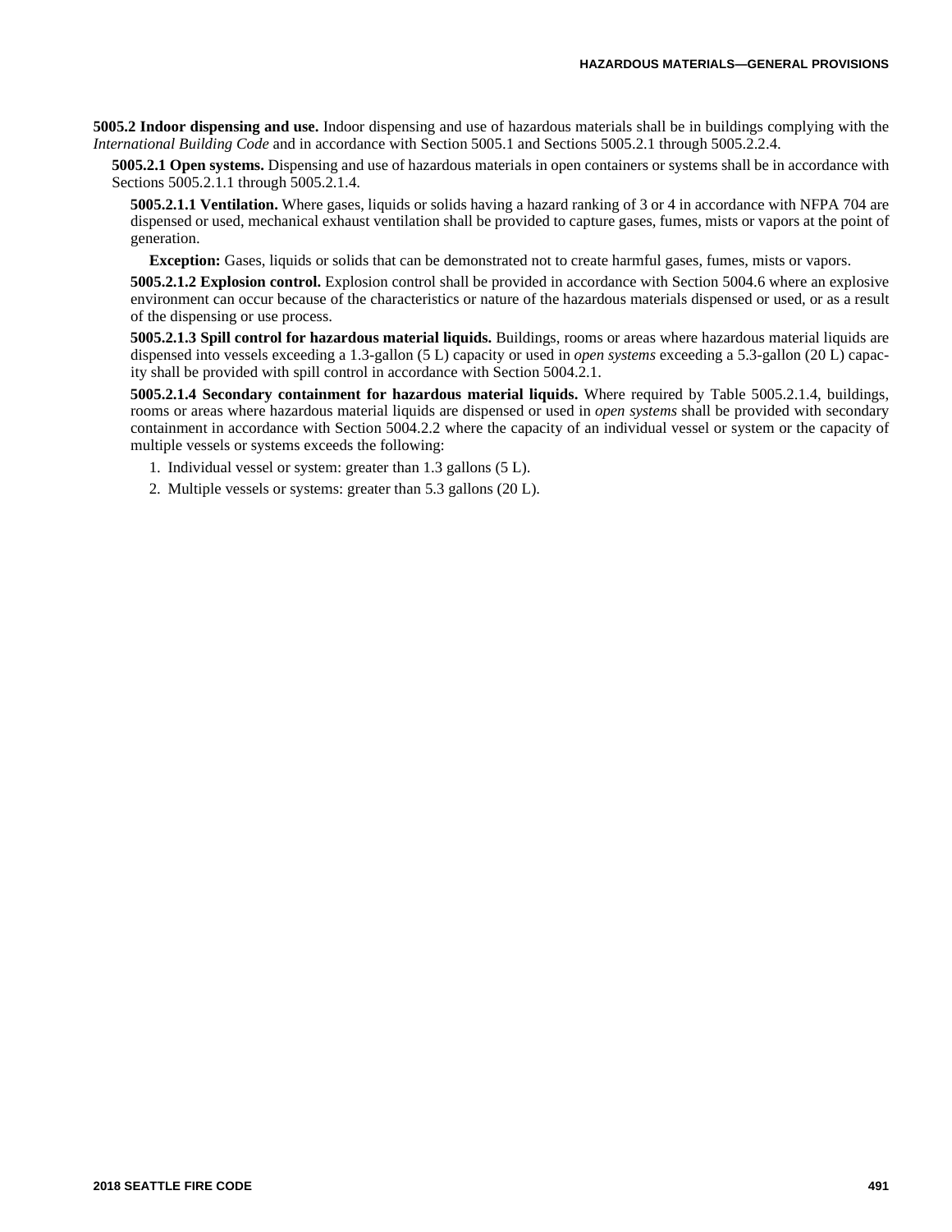**5005.2 Indoor dispensing and use.** Indoor dispensing and use of hazardous materials shall be in buildings complying with the *International Building Code* and in accordance with Section 5005.1 and Sections 5005.2.1 through 5005.2.2.4.

**5005.2.1 Open systems.** Dispensing and use of hazardous materials in open containers or systems shall be in accordance with Sections 5005.2.1.1 through 5005.2.1.4.

**5005.2.1.1 Ventilation.** Where gases, liquids or solids having a hazard ranking of 3 or 4 in accordance with NFPA 704 are dispensed or used, mechanical exhaust ventilation shall be provided to capture gases, fumes, mists or vapors at the point of generation.

**Exception:** Gases, liquids or solids that can be demonstrated not to create harmful gases, fumes, mists or vapors.

**5005.2.1.2 Explosion control.** Explosion control shall be provided in accordance with Section 5004.6 where an explosive environment can occur because of the characteristics or nature of the hazardous materials dispensed or used, or as a result of the dispensing or use process.

**5005.2.1.3 Spill control for hazardous material liquids.** Buildings, rooms or areas where hazardous material liquids are dispensed into vessels exceeding a 1.3-gallon (5 L) capacity or used in *open systems* exceeding a 5.3-gallon (20 L) capacity shall be provided with spill control in accordance with Section 5004.2.1.

**5005.2.1.4 Secondary containment for hazardous material liquids.** Where required by Table 5005.2.1.4, buildings, rooms or areas where hazardous material liquids are dispensed or used in *open systems* shall be provided with secondary containment in accordance with Section 5004.2.2 where the capacity of an individual vessel or system or the capacity of multiple vessels or systems exceeds the following:

1. Individual vessel or system: greater than 1.3 gallons (5 L).
2. Multiple vessels or systems: greater than 5.3 gallons (20 L).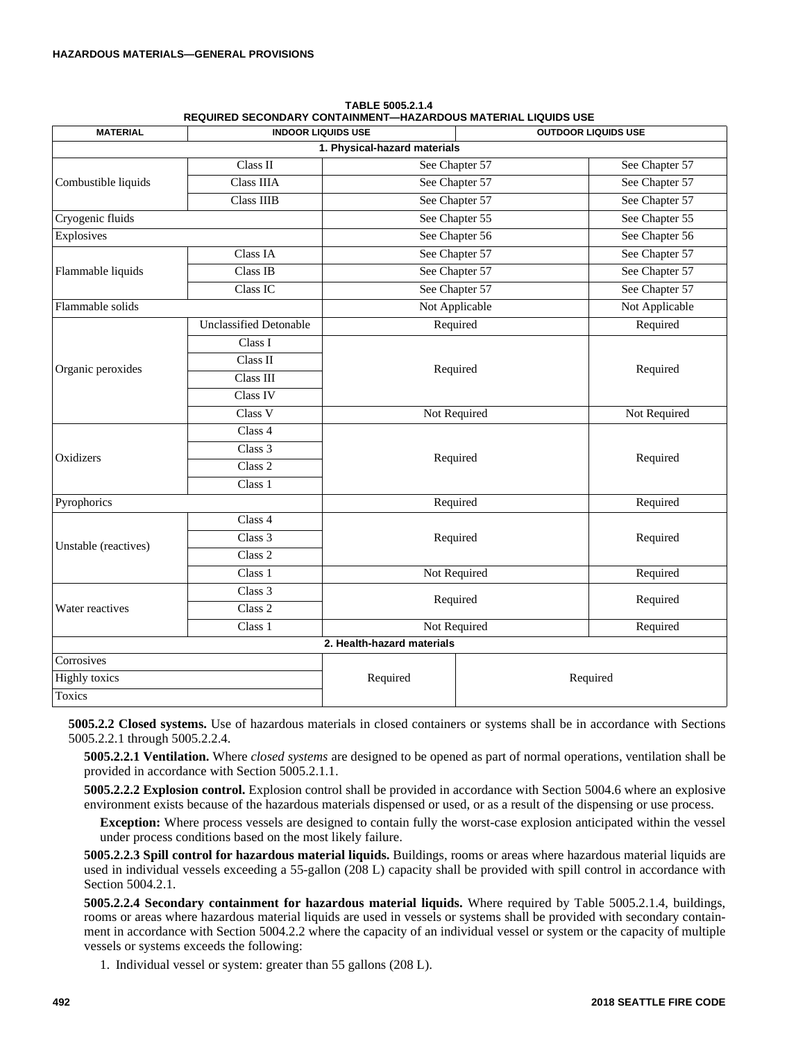**TABLE 5005.2.1.4**
**REQUIRED SECONDARY CONTAINMENT—HAZARDOUS MATERIAL LIQUIDS USE**

| MATERIAL | | INDOOR LIQUIDS USE | OUTDOOR LIQUIDS USE |
|---|---|---|---|
| **1. Physical-hazard materials** | | | |
| Combustible liquids | Class II | See Chapter 57 | See Chapter 57 |
| | Class IIIA | See Chapter 57 | See Chapter 57 |
| | Class IIIB | See Chapter 57 | See Chapter 57 |
| Cryogenic fluids | | See Chapter 55 | See Chapter 55 |
| Explosives | | See Chapter 56 | See Chapter 56 |
| Flammable liquids | Class IA | See Chapter 57 | See Chapter 57 |
| | Class IB | See Chapter 57 | See Chapter 57 |
| | Class IC | See Chapter 57 | See Chapter 57 |
| Flammable solids | | Not Applicable | Not Applicable |
| Organic peroxides | Unclassified Detonable | Required | Required |
| | Class I | Required | Required |
| | Class II | | |
| | Class III | | |
| | Class IV | | |
| | Class V | Not Required | Not Required |
| Oxidizers | Class 4 | Required | Required |
| | Class 3 | | |
| | Class 2 | | |
| | Class 1 | | |
| Pyrophorics | | Required | Required |
| Unstable (reactives) | Class 4 | Required | Required |
| | Class 3 | | |
| | Class 2 | | |
| | Class 1 | Not Required | Required |
| Water reactives | Class 3 | Required | Required |
| | Class 2 | | |
| | Class 1 | Not Required | Required |
| **2. Health-hazard materials** | | | |
| Corrosives | | Required | Required |
| Highly toxics | | | |
| Toxics | | | |

**5005.2.2 Closed systems.** Use of hazardous materials in closed containers or systems shall be in accordance with Sections 5005.2.2.1 through 5005.2.2.4.

**5005.2.2.1 Ventilation.** Where *closed systems* are designed to be opened as part of normal operations, ventilation shall be provided in accordance with Section 5005.2.1.1.

**5005.2.2.2 Explosion control.** Explosion control shall be provided in accordance with Section 5004.6 where an explosive environment exists because of the hazardous materials dispensed or used, or as a result of the dispensing or use process.

**Exception:** Where process vessels are designed to contain fully the worst-case explosion anticipated within the vessel under process conditions based on the most likely failure.

**5005.2.2.3 Spill control for hazardous material liquids.** Buildings, rooms or areas where hazardous material liquids are used in individual vessels exceeding a 55-gallon (208 L) capacity shall be provided with spill control in accordance with Section 5004.2.1.

**5005.2.2.4 Secondary containment for hazardous material liquids.** Where required by Table 5005.2.1.4, buildings, rooms or areas where hazardous material liquids are used in vessels or systems shall be provided with secondary containment in accordance with Section 5004.2.2 where the capacity of an individual vessel or system or the capacity of multiple vessels or systems exceeds the following:

1. Individual vessel or system: greater than 55 gallons (208 L).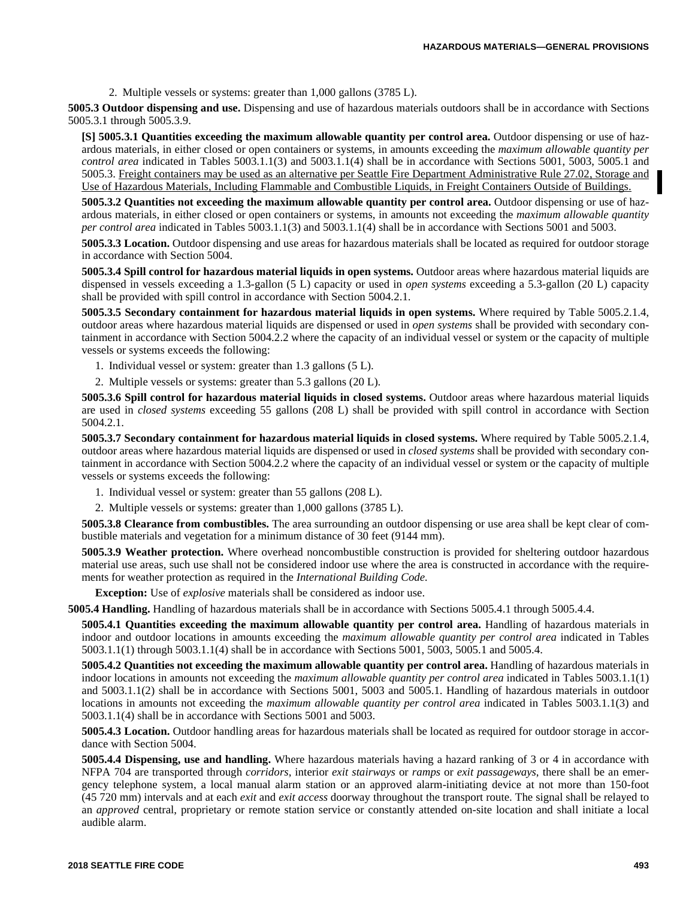2. Multiple vessels or systems: greater than 1,000 gallons (3785 L).

**5005.3 Outdoor dispensing and use.** Dispensing and use of hazardous materials outdoors shall be in accordance with Sections 5005.3.1 through 5005.3.9.

**[S] 5005.3.1 Quantities exceeding the maximum allowable quantity per control area.** Outdoor dispensing or use of hazardous materials, in either closed or open containers or systems, in amounts exceeding the *maximum allowable quantity per control area* indicated in Tables 5003.1.1(3) and 5003.1.1(4) shall be in accordance with Sections 5001, 5003, 5005.1 and 5005.3. Freight containers may be used as an alternative per Seattle Fire Department Administrative Rule 27.02, Storage and Use of Hazardous Materials, Including Flammable and Combustible Liquids, in Freight Containers Outside of Buildings.

**5005.3.2 Quantities not exceeding the maximum allowable quantity per control area.** Outdoor dispensing or use of hazardous materials, in either closed or open containers or systems, in amounts not exceeding the *maximum allowable quantity per control area* indicated in Tables 5003.1.1(3) and 5003.1.1(4) shall be in accordance with Sections 5001 and 5003.

**5005.3.3 Location.** Outdoor dispensing and use areas for hazardous materials shall be located as required for outdoor storage in accordance with Section 5004.

**5005.3.4 Spill control for hazardous material liquids in open systems.** Outdoor areas where hazardous material liquids are dispensed in vessels exceeding a 1.3-gallon (5 L) capacity or used in *open systems* exceeding a 5.3-gallon (20 L) capacity shall be provided with spill control in accordance with Section 5004.2.1.

**5005.3.5 Secondary containment for hazardous material liquids in open systems.** Where required by Table 5005.2.1.4, outdoor areas where hazardous material liquids are dispensed or used in *open systems* shall be provided with secondary containment in accordance with Section 5004.2.2 where the capacity of an individual vessel or system or the capacity of multiple vessels or systems exceeds the following:

1. Individual vessel or system: greater than 1.3 gallons (5 L).
2. Multiple vessels or systems: greater than 5.3 gallons (20 L).

**5005.3.6 Spill control for hazardous material liquids in closed systems.** Outdoor areas where hazardous material liquids are used in *closed systems* exceeding 55 gallons (208 L) shall be provided with spill control in accordance with Section 5004.2.1.

**5005.3.7 Secondary containment for hazardous material liquids in closed systems.** Where required by Table 5005.2.1.4, outdoor areas where hazardous material liquids are dispensed or used in *closed systems* shall be provided with secondary containment in accordance with Section 5004.2.2 where the capacity of an individual vessel or system or the capacity of multiple vessels or systems exceeds the following:

1. Individual vessel or system: greater than 55 gallons (208 L).
2. Multiple vessels or systems: greater than 1,000 gallons (3785 L).

**5005.3.8 Clearance from combustibles.** The area surrounding an outdoor dispensing or use area shall be kept clear of combustible materials and vegetation for a minimum distance of 30 feet (9144 mm).

**5005.3.9 Weather protection.** Where overhead noncombustible construction is provided for sheltering outdoor hazardous material use areas, such use shall not be considered indoor use where the area is constructed in accordance with the requirements for weather protection as required in the *International Building Code.*

**Exception:** Use of *explosive* materials shall be considered as indoor use.

**5005.4 Handling.** Handling of hazardous materials shall be in accordance with Sections 5005.4.1 through 5005.4.4.

**5005.4.1 Quantities exceeding the maximum allowable quantity per control area.** Handling of hazardous materials in indoor and outdoor locations in amounts exceeding the *maximum allowable quantity per control area* indicated in Tables 5003.1.1(1) through 5003.1.1(4) shall be in accordance with Sections 5001, 5003, 5005.1 and 5005.4.

**5005.4.2 Quantities not exceeding the maximum allowable quantity per control area.** Handling of hazardous materials in indoor locations in amounts not exceeding the *maximum allowable quantity per control area* indicated in Tables 5003.1.1(1) and 5003.1.1(2) shall be in accordance with Sections 5001, 5003 and 5005.1. Handling of hazardous materials in outdoor locations in amounts not exceeding the *maximum allowable quantity per control area* indicated in Tables 5003.1.1(3) and 5003.1.1(4) shall be in accordance with Sections 5001 and 5003.

**5005.4.3 Location.** Outdoor handling areas for hazardous materials shall be located as required for outdoor storage in accordance with Section 5004.

**5005.4.4 Dispensing, use and handling.** Where hazardous materials having a hazard ranking of 3 or 4 in accordance with NFPA 704 are transported through *corridors*, interior *exit stairways* or *ramps* or *exit passageways*, there shall be an emergency telephone system, a local manual alarm station or an approved alarm-initiating device at not more than 150-foot (45 720 mm) intervals and at each *exit* and *exit access* doorway throughout the transport route. The signal shall be relayed to an *approved* central, proprietary or remote station service or constantly attended on-site location and shall initiate a local audible alarm.